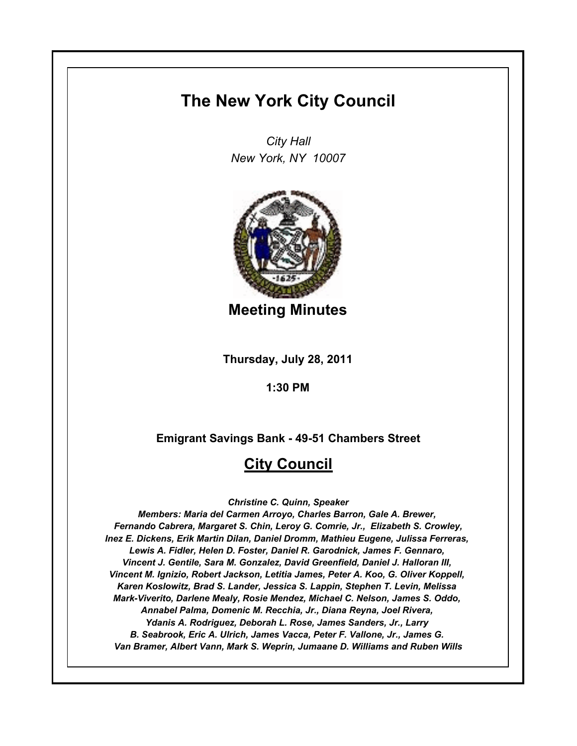# The New York City Council

*City Hall*
*New York, NY 10007*

## Meeting Minutes

**Thursday, July 28, 2011**

**1:30 PM**

**Emigrant Savings Bank - 49-51 Chambers Street**

## City Council

*Christine C. Quinn, Speaker*

*Members: Maria del Carmen Arroyo, Charles Barron, Gale A. Brewer, Fernando Cabrera, Margaret S. Chin, Leroy G. Comrie, Jr., Elizabeth S. Crowley, Inez E. Dickens, Erik Martin Dilan, Daniel Dromm, Mathieu Eugene, Julissa Ferreras, Lewis A. Fidler, Helen D. Foster, Daniel R. Garodnick, James F. Gennaro, Vincent J. Gentile, Sara M. Gonzalez, David Greenfield, Daniel J. Halloran III, Vincent M. Ignizio, Robert Jackson, Letitia James, Peter A. Koo, G. Oliver Koppell, Karen Koslowitz, Brad S. Lander, Jessica S. Lappin, Stephen T. Levin, Melissa Mark-Viverito, Darlene Mealy, Rosie Mendez, Michael C. Nelson, James S. Oddo, Annabel Palma, Domenic M. Recchia, Jr., Diana Reyna, Joel Rivera, Ydanis A. Rodriguez, Deborah L. Rose, James Sanders, Jr., Larry B. Seabrook, Eric A. Ulrich, James Vacca, Peter F. Vallone, Jr., James G. Van Bramer, Albert Vann, Mark S. Weprin, Jumaane D. Williams and Ruben Wills*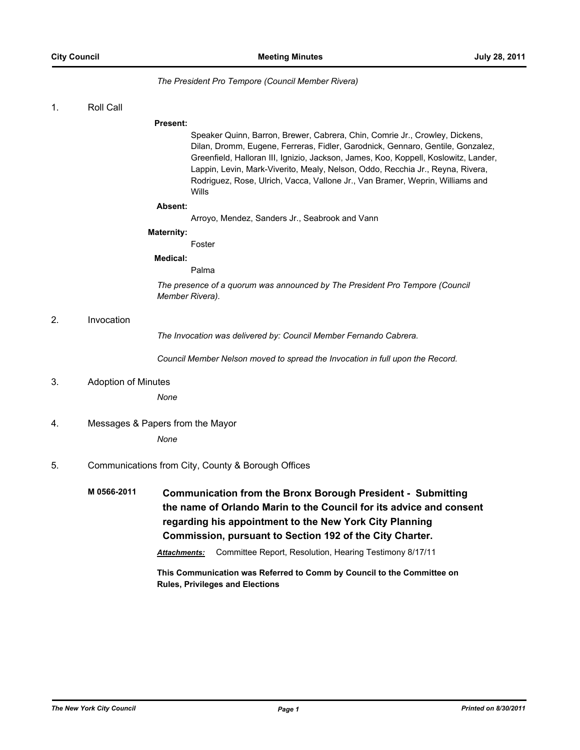*The President Pro Tempore (Council Member Rivera)*

1. Roll Call

**Present:**

Speaker Quinn, Barron, Brewer, Cabrera, Chin, Comrie Jr., Crowley, Dickens, Dilan, Dromm, Eugene, Ferreras, Fidler, Garodnick, Gennaro, Gentile, Gonzalez, Greenfield, Halloran III, Ignizio, Jackson, James, Koo, Koppell, Koslowitz, Lander, Lappin, Levin, Mark-Viverito, Mealy, Nelson, Oddo, Recchia Jr., Reyna, Rivera, Rodriguez, Rose, Ulrich, Vacca, Vallone Jr., Van Bramer, Weprin, Williams and Wills

**Absent:**

Arroyo, Mendez, Sanders Jr., Seabrook and Vann

**Maternity:**

Foster

**Medical:**

Palma

*The presence of a quorum was announced by The President Pro Tempore (Council Member Rivera).*

2. Invocation

*The Invocation was delivered by: Council Member Fernando Cabrera.*

*Council Member Nelson moved to spread the Invocation in full upon the Record.*

3. Adoption of Minutes

*None*

4. Messages & Papers from the Mayor

*None*

5. Communications from City, County & Borough Offices

**M 0566-2011** **Communication from the Bronx Borough President - Submitting the name of Orlando Marin to the Council for its advice and consent regarding his appointment to the New York City Planning Commission, pursuant to Section 192 of the City Charter.**

***Attachments:*** Committee Report, Resolution, Hearing Testimony 8/17/11

**This Communication was Referred to Comm by Council to the Committee on Rules, Privileges and Elections**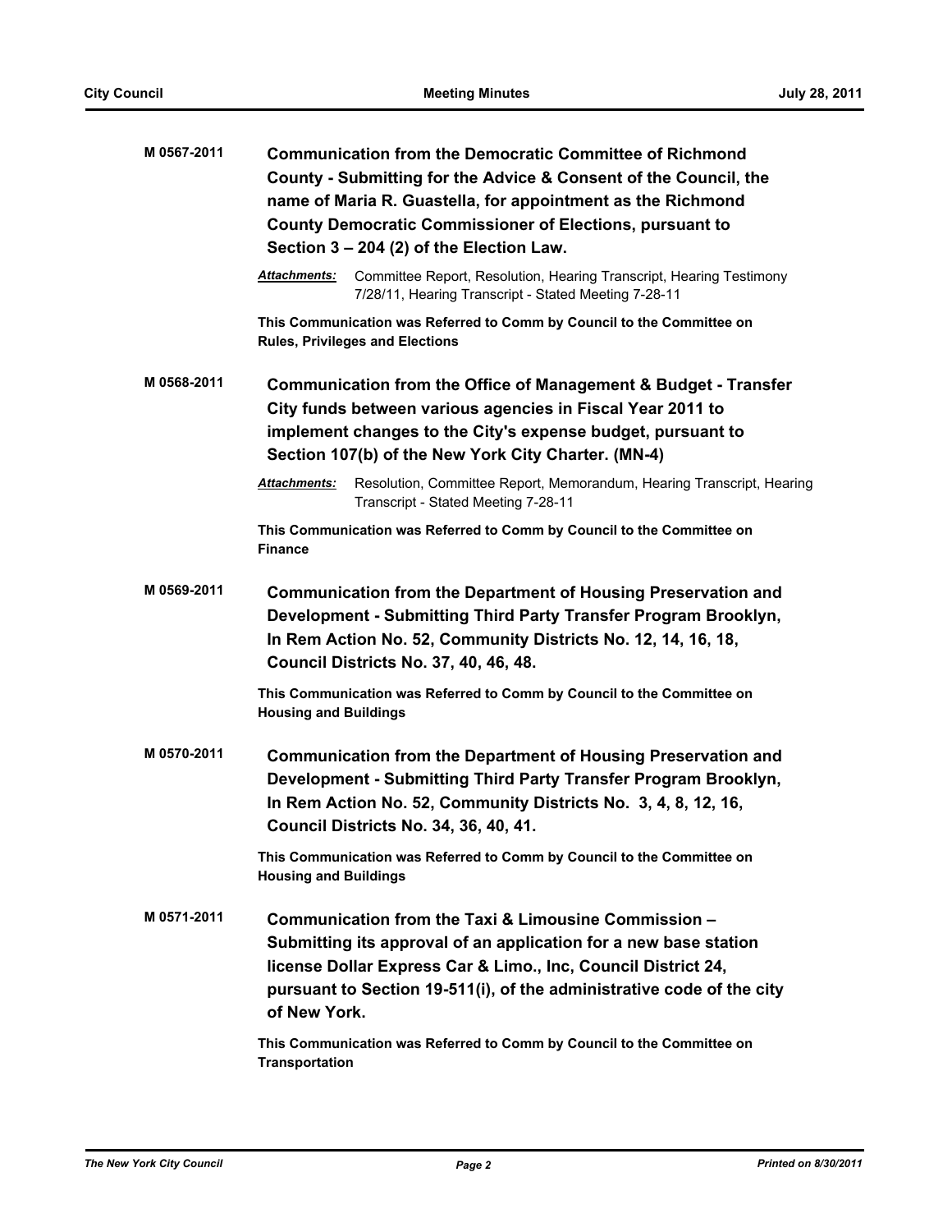**M 0567-2011** **Communication from the Democratic Committee of Richmond County - Submitting for the Advice & Consent of the Council, the name of Maria R. Guastella, for appointment as the Richmond County Democratic Commissioner of Elections, pursuant to Section 3 – 204 (2) of the Election Law.**

***Attachments:*** Committee Report, Resolution, Hearing Transcript, Hearing Testimony 7/28/11, Hearing Transcript - Stated Meeting 7-28-11

**This Communication was Referred to Comm by Council to the Committee on Rules, Privileges and Elections**

**M 0568-2011** **Communication from the Office of Management & Budget - Transfer City funds between various agencies in Fiscal Year 2011 to implement changes to the City's expense budget, pursuant to Section 107(b) of the New York City Charter. (MN-4)**

***Attachments:*** Resolution, Committee Report, Memorandum, Hearing Transcript, Hearing Transcript - Stated Meeting 7-28-11

**This Communication was Referred to Comm by Council to the Committee on Finance**

**M 0569-2011** **Communication from the Department of Housing Preservation and Development - Submitting Third Party Transfer Program Brooklyn, In Rem Action No. 52, Community Districts No. 12, 14, 16, 18, Council Districts No. 37, 40, 46, 48.**

**This Communication was Referred to Comm by Council to the Committee on Housing and Buildings**

**M 0570-2011** **Communication from the Department of Housing Preservation and Development - Submitting Third Party Transfer Program Brooklyn, In Rem Action No. 52, Community Districts No. 3, 4, 8, 12, 16, Council Districts No. 34, 36, 40, 41.**

**This Communication was Referred to Comm by Council to the Committee on Housing and Buildings**

**M 0571-2011** **Communication from the Taxi & Limousine Commission – Submitting its approval of an application for a new base station license Dollar Express Car & Limo., Inc, Council District 24, pursuant to Section 19-511(i), of the administrative code of the city of New York.**

**This Communication was Referred to Comm by Council to the Committee on Transportation**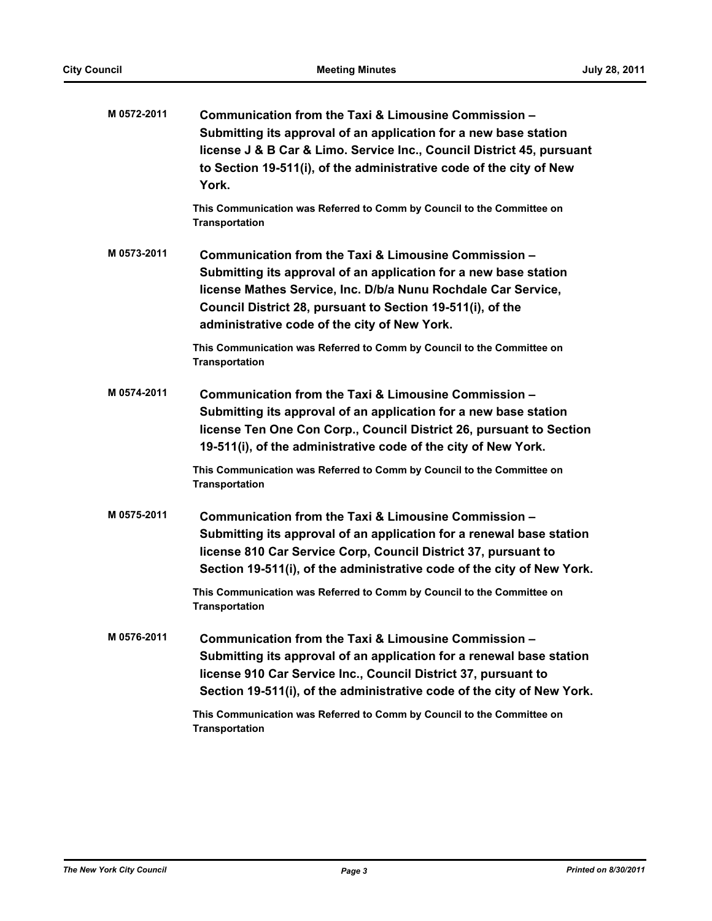**M 0572-2011** **Communication from the Taxi & Limousine Commission – Submitting its approval of an application for a new base station license J & B Car & Limo. Service Inc., Council District 45, pursuant to Section 19-511(i), of the administrative code of the city of New York.**

**This Communication was Referred to Comm by Council to the Committee on Transportation**

**M 0573-2011** **Communication from the Taxi & Limousine Commission – Submitting its approval of an application for a new base station license Mathes Service, Inc. D/b/a Nunu Rochdale Car Service, Council District 28, pursuant to Section 19-511(i), of the administrative code of the city of New York.**

**This Communication was Referred to Comm by Council to the Committee on Transportation**

**M 0574-2011** **Communication from the Taxi & Limousine Commission – Submitting its approval of an application for a new base station license Ten One Con Corp., Council District 26, pursuant to Section 19-511(i), of the administrative code of the city of New York.**

**This Communication was Referred to Comm by Council to the Committee on Transportation**

**M 0575-2011** **Communication from the Taxi & Limousine Commission – Submitting its approval of an application for a renewal base station license 810 Car Service Corp, Council District 37, pursuant to Section 19-511(i), of the administrative code of the city of New York.**

**This Communication was Referred to Comm by Council to the Committee on Transportation**

**M 0576-2011** **Communication from the Taxi & Limousine Commission – Submitting its approval of an application for a renewal base station license 910 Car Service Inc., Council District 37, pursuant to Section 19-511(i), of the administrative code of the city of New York.**

**This Communication was Referred to Comm by Council to the Committee on Transportation**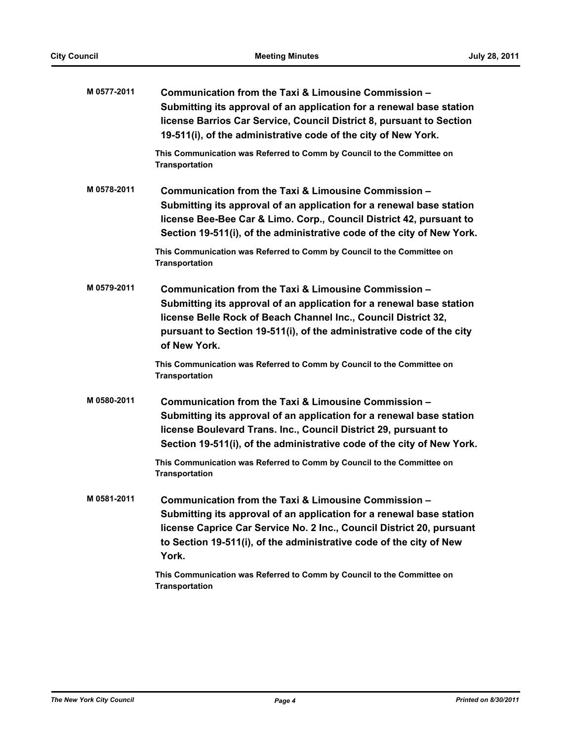**M 0577-2011** **Communication from the Taxi & Limousine Commission – Submitting its approval of an application for a renewal base station license Barrios Car Service, Council District 8, pursuant to Section 19-511(i), of the administrative code of the city of New York.**

**This Communication was Referred to Comm by Council to the Committee on Transportation**

**M 0578-2011** **Communication from the Taxi & Limousine Commission – Submitting its approval of an application for a renewal base station license Bee-Bee Car & Limo. Corp., Council District 42, pursuant to Section 19-511(i), of the administrative code of the city of New York.**

**This Communication was Referred to Comm by Council to the Committee on Transportation**

**M 0579-2011** **Communication from the Taxi & Limousine Commission – Submitting its approval of an application for a renewal base station license Belle Rock of Beach Channel Inc., Council District 32, pursuant to Section 19-511(i), of the administrative code of the city of New York.**

**This Communication was Referred to Comm by Council to the Committee on Transportation**

**M 0580-2011** **Communication from the Taxi & Limousine Commission – Submitting its approval of an application for a renewal base station license Boulevard Trans. Inc., Council District 29, pursuant to Section 19-511(i), of the administrative code of the city of New York.**

**This Communication was Referred to Comm by Council to the Committee on Transportation**

**M 0581-2011** **Communication from the Taxi & Limousine Commission – Submitting its approval of an application for a renewal base station license Caprice Car Service No. 2 Inc., Council District 20, pursuant to Section 19-511(i), of the administrative code of the city of New York.**

**This Communication was Referred to Comm by Council to the Committee on Transportation**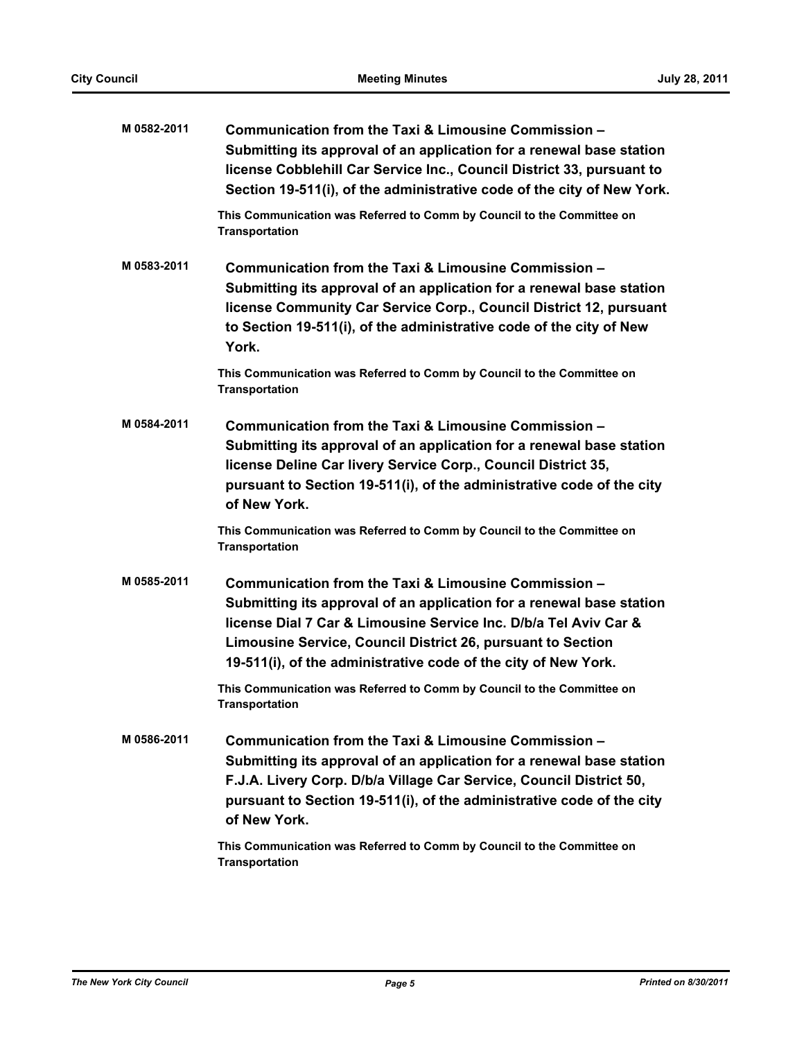**M 0582-2011** **Communication from the Taxi & Limousine Commission – Submitting its approval of an application for a renewal base station license Cobblehill Car Service Inc., Council District 33, pursuant to Section 19-511(i), of the administrative code of the city of New York.**

This Communication was Referred to Comm by Council to the Committee on Transportation

**M 0583-2011** **Communication from the Taxi & Limousine Commission – Submitting its approval of an application for a renewal base station license Community Car Service Corp., Council District 12, pursuant to Section 19-511(i), of the administrative code of the city of New York.**

This Communication was Referred to Comm by Council to the Committee on Transportation

**M 0584-2011** **Communication from the Taxi & Limousine Commission – Submitting its approval of an application for a renewal base station license Deline Car livery Service Corp., Council District 35, pursuant to Section 19-511(i), of the administrative code of the city of New York.**

This Communication was Referred to Comm by Council to the Committee on Transportation

**M 0585-2011** **Communication from the Taxi & Limousine Commission – Submitting its approval of an application for a renewal base station license Dial 7 Car & Limousine Service Inc. D/b/a Tel Aviv Car & Limousine Service, Council District 26, pursuant to Section 19-511(i), of the administrative code of the city of New York.**

This Communication was Referred to Comm by Council to the Committee on Transportation

**M 0586-2011** **Communication from the Taxi & Limousine Commission – Submitting its approval of an application for a renewal base station F.J.A. Livery Corp. D/b/a Village Car Service, Council District 50, pursuant to Section 19-511(i), of the administrative code of the city of New York.**

This Communication was Referred to Comm by Council to the Committee on Transportation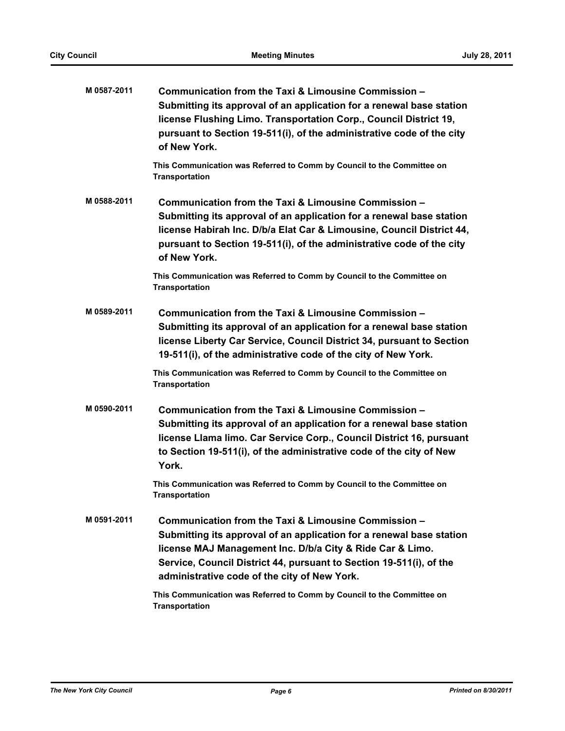**M 0587-2011** **Communication from the Taxi & Limousine Commission – Submitting its approval of an application for a renewal base station license Flushing Limo. Transportation Corp., Council District 19, pursuant to Section 19-511(i), of the administrative code of the city of New York.**

**This Communication was Referred to Comm by Council to the Committee on Transportation**

**M 0588-2011** **Communication from the Taxi & Limousine Commission – Submitting its approval of an application for a renewal base station license Habirah Inc. D/b/a Elat Car & Limousine, Council District 44, pursuant to Section 19-511(i), of the administrative code of the city of New York.**

**This Communication was Referred to Comm by Council to the Committee on Transportation**

**M 0589-2011** **Communication from the Taxi & Limousine Commission – Submitting its approval of an application for a renewal base station license Liberty Car Service, Council District 34, pursuant to Section 19-511(i), of the administrative code of the city of New York.**

**This Communication was Referred to Comm by Council to the Committee on Transportation**

**M 0590-2011** **Communication from the Taxi & Limousine Commission – Submitting its approval of an application for a renewal base station license Llama limo. Car Service Corp., Council District 16, pursuant to Section 19-511(i), of the administrative code of the city of New York.**

**This Communication was Referred to Comm by Council to the Committee on Transportation**

**M 0591-2011** **Communication from the Taxi & Limousine Commission – Submitting its approval of an application for a renewal base station license MAJ Management Inc. D/b/a City & Ride Car & Limo. Service, Council District 44, pursuant to Section 19-511(i), of the administrative code of the city of New York.**

**This Communication was Referred to Comm by Council to the Committee on Transportation**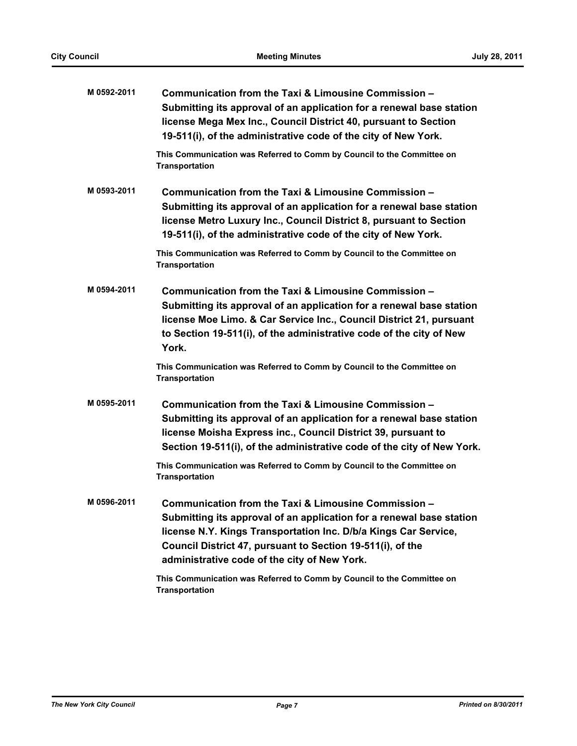**M 0592-2011** **Communication from the Taxi & Limousine Commission – Submitting its approval of an application for a renewal base station license Mega Mex Inc., Council District 40, pursuant to Section 19-511(i), of the administrative code of the city of New York.**

**This Communication was Referred to Comm by Council to the Committee on Transportation**

**M 0593-2011** **Communication from the Taxi & Limousine Commission – Submitting its approval of an application for a renewal base station license Metro Luxury Inc., Council District 8, pursuant to Section 19-511(i), of the administrative code of the city of New York.**

**This Communication was Referred to Comm by Council to the Committee on Transportation**

**M 0594-2011** **Communication from the Taxi & Limousine Commission – Submitting its approval of an application for a renewal base station license Moe Limo. & Car Service Inc., Council District 21, pursuant to Section 19-511(i), of the administrative code of the city of New York.**

**This Communication was Referred to Comm by Council to the Committee on Transportation**

**M 0595-2011** **Communication from the Taxi & Limousine Commission – Submitting its approval of an application for a renewal base station license Moisha Express inc., Council District 39, pursuant to Section 19-511(i), of the administrative code of the city of New York.**

**This Communication was Referred to Comm by Council to the Committee on Transportation**

**M 0596-2011** **Communication from the Taxi & Limousine Commission – Submitting its approval of an application for a renewal base station license N.Y. Kings Transportation Inc. D/b/a Kings Car Service, Council District 47, pursuant to Section 19-511(i), of the administrative code of the city of New York.**

**This Communication was Referred to Comm by Council to the Committee on Transportation**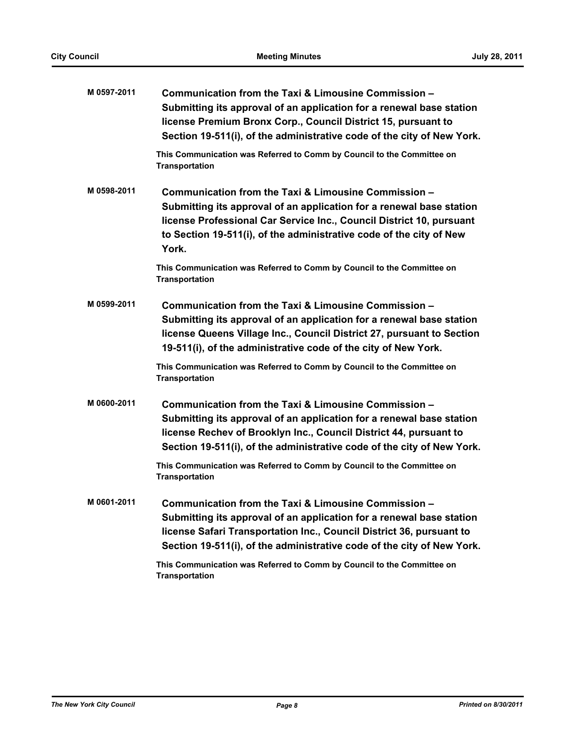**M 0597-2011** **Communication from the Taxi & Limousine Commission – Submitting its approval of an application for a renewal base station license Premium Bronx Corp., Council District 15, pursuant to Section 19-511(i), of the administrative code of the city of New York.**

**This Communication was Referred to Comm by Council to the Committee on Transportation**

**M 0598-2011** **Communication from the Taxi & Limousine Commission – Submitting its approval of an application for a renewal base station license Professional Car Service Inc., Council District 10, pursuant to Section 19-511(i), of the administrative code of the city of New York.**

**This Communication was Referred to Comm by Council to the Committee on Transportation**

**M 0599-2011** **Communication from the Taxi & Limousine Commission – Submitting its approval of an application for a renewal base station license Queens Village Inc., Council District 27, pursuant to Section 19-511(i), of the administrative code of the city of New York.**

**This Communication was Referred to Comm by Council to the Committee on Transportation**

**M 0600-2011** **Communication from the Taxi & Limousine Commission – Submitting its approval of an application for a renewal base station license Rechev of Brooklyn Inc., Council District 44, pursuant to Section 19-511(i), of the administrative code of the city of New York.**

**This Communication was Referred to Comm by Council to the Committee on Transportation**

**M 0601-2011** **Communication from the Taxi & Limousine Commission – Submitting its approval of an application for a renewal base station license Safari Transportation Inc., Council District 36, pursuant to Section 19-511(i), of the administrative code of the city of New York.**

**This Communication was Referred to Comm by Council to the Committee on Transportation**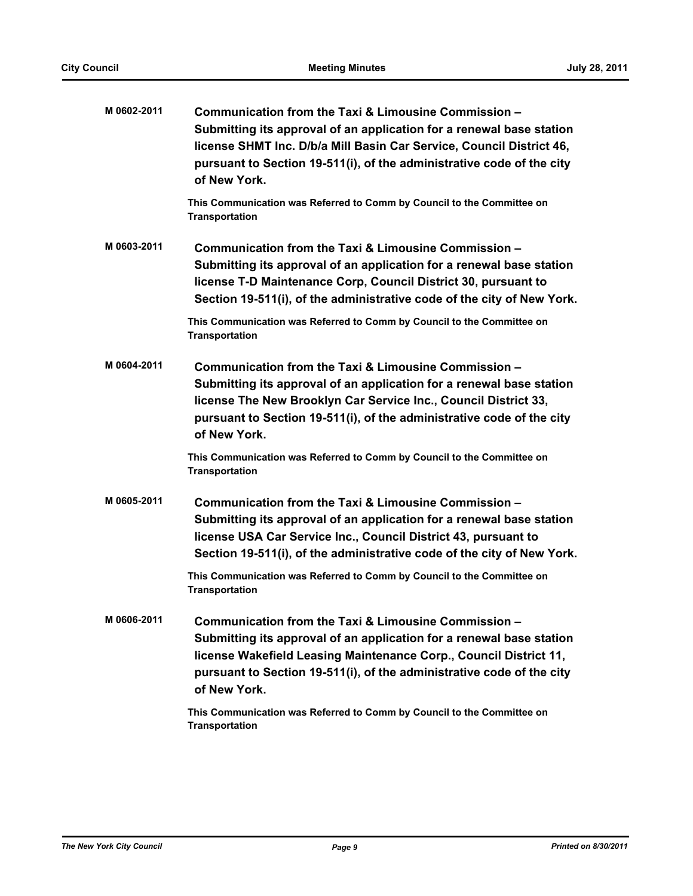**M 0602-2011** **Communication from the Taxi & Limousine Commission – Submitting its approval of an application for a renewal base station license SHMT Inc. D/b/a Mill Basin Car Service, Council District 46, pursuant to Section 19-511(i), of the administrative code of the city of New York.**

**This Communication was Referred to Comm by Council to the Committee on Transportation**

**M 0603-2011** **Communication from the Taxi & Limousine Commission – Submitting its approval of an application for a renewal base station license T-D Maintenance Corp, Council District 30, pursuant to Section 19-511(i), of the administrative code of the city of New York.**

**This Communication was Referred to Comm by Council to the Committee on Transportation**

**M 0604-2011** **Communication from the Taxi & Limousine Commission – Submitting its approval of an application for a renewal base station license The New Brooklyn Car Service Inc., Council District 33, pursuant to Section 19-511(i), of the administrative code of the city of New York.**

**This Communication was Referred to Comm by Council to the Committee on Transportation**

**M 0605-2011** **Communication from the Taxi & Limousine Commission – Submitting its approval of an application for a renewal base station license USA Car Service Inc., Council District 43, pursuant to Section 19-511(i), of the administrative code of the city of New York.**

**This Communication was Referred to Comm by Council to the Committee on Transportation**

**M 0606-2011** **Communication from the Taxi & Limousine Commission – Submitting its approval of an application for a renewal base station license Wakefield Leasing Maintenance Corp., Council District 11, pursuant to Section 19-511(i), of the administrative code of the city of New York.**

**This Communication was Referred to Comm by Council to the Committee on Transportation**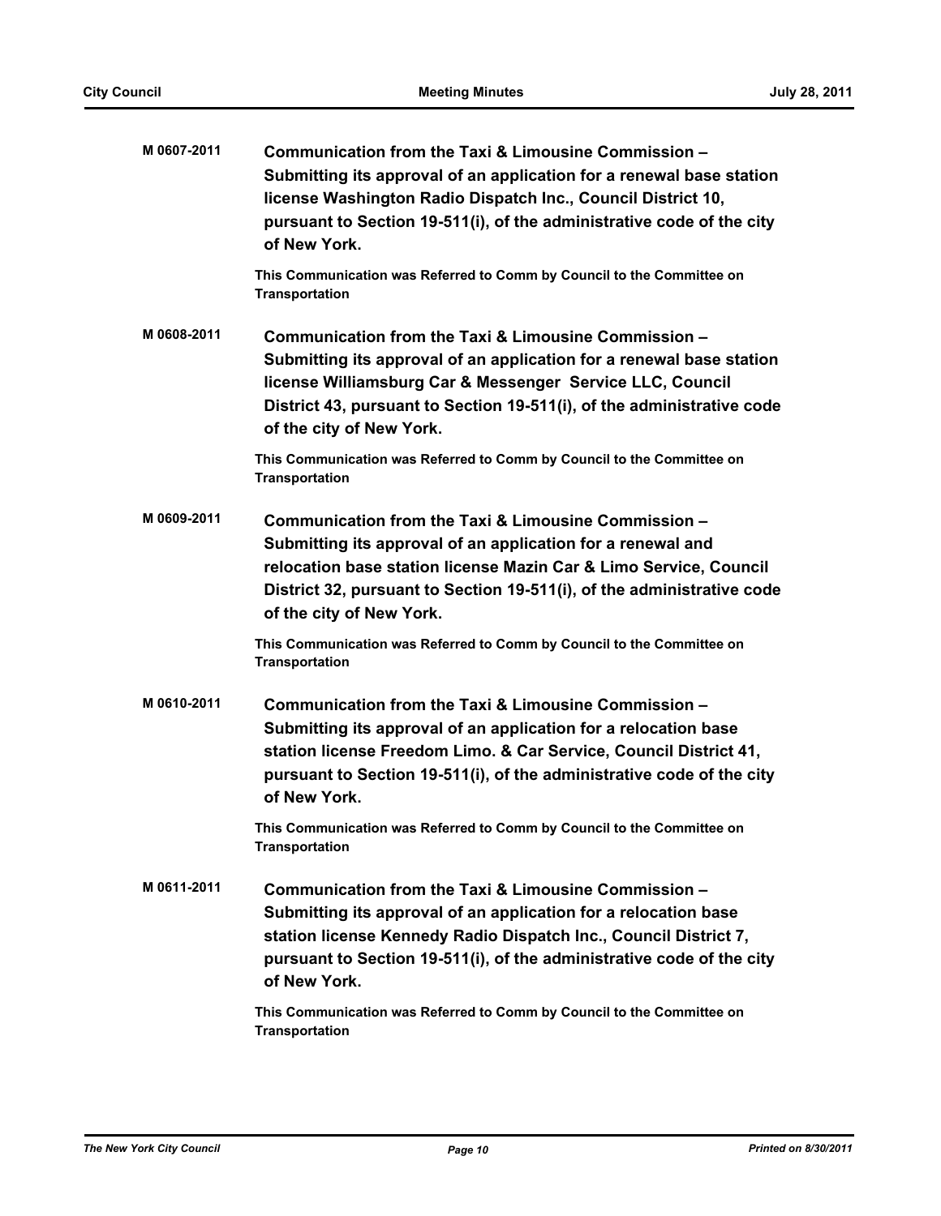**M 0607-2011** **Communication from the Taxi & Limousine Commission – Submitting its approval of an application for a renewal base station license Washington Radio Dispatch Inc., Council District 10, pursuant to Section 19-511(i), of the administrative code of the city of New York.**

**This Communication was Referred to Comm by Council to the Committee on Transportation**

**M 0608-2011** **Communication from the Taxi & Limousine Commission – Submitting its approval of an application for a renewal base station license Williamsburg Car & Messenger Service LLC, Council District 43, pursuant to Section 19-511(i), of the administrative code of the city of New York.**

**This Communication was Referred to Comm by Council to the Committee on Transportation**

**M 0609-2011** **Communication from the Taxi & Limousine Commission – Submitting its approval of an application for a renewal and relocation base station license Mazin Car & Limo Service, Council District 32, pursuant to Section 19-511(i), of the administrative code of the city of New York.**

**This Communication was Referred to Comm by Council to the Committee on Transportation**

**M 0610-2011** **Communication from the Taxi & Limousine Commission – Submitting its approval of an application for a relocation base station license Freedom Limo. & Car Service, Council District 41, pursuant to Section 19-511(i), of the administrative code of the city of New York.**

**This Communication was Referred to Comm by Council to the Committee on Transportation**

**M 0611-2011** **Communication from the Taxi & Limousine Commission – Submitting its approval of an application for a relocation base station license Kennedy Radio Dispatch Inc., Council District 7, pursuant to Section 19-511(i), of the administrative code of the city of New York.**

**This Communication was Referred to Comm by Council to the Committee on Transportation**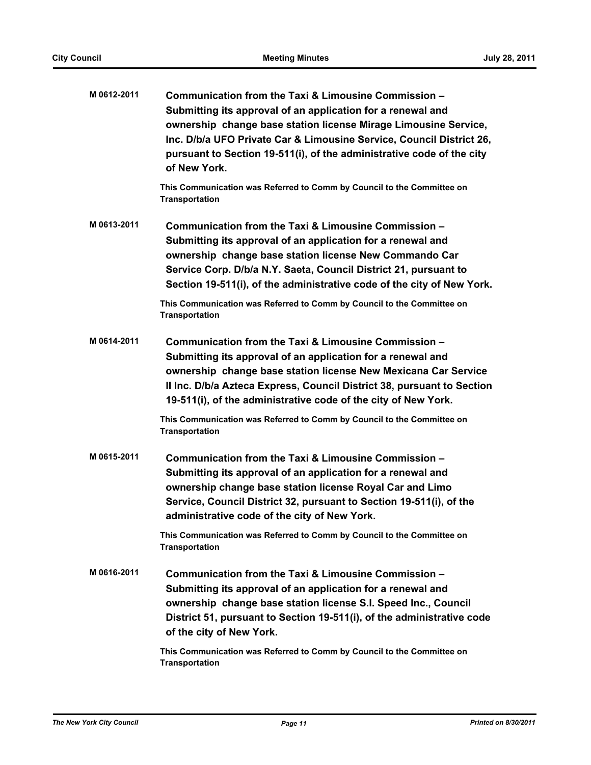**M 0612-2011** **Communication from the Taxi & Limousine Commission – Submitting its approval of an application for a renewal and ownership change base station license Mirage Limousine Service, Inc. D/b/a UFO Private Car & Limousine Service, Council District 26, pursuant to Section 19-511(i), of the administrative code of the city of New York.**

**This Communication was Referred to Comm by Council to the Committee on Transportation**

**M 0613-2011** **Communication from the Taxi & Limousine Commission – Submitting its approval of an application for a renewal and ownership change base station license New Commando Car Service Corp. D/b/a N.Y. Saeta, Council District 21, pursuant to Section 19-511(i), of the administrative code of the city of New York.**

**This Communication was Referred to Comm by Council to the Committee on Transportation**

**M 0614-2011** **Communication from the Taxi & Limousine Commission – Submitting its approval of an application for a renewal and ownership change base station license New Mexicana Car Service II Inc. D/b/a Azteca Express, Council District 38, pursuant to Section 19-511(i), of the administrative code of the city of New York.**

**This Communication was Referred to Comm by Council to the Committee on Transportation**

**M 0615-2011** **Communication from the Taxi & Limousine Commission – Submitting its approval of an application for a renewal and ownership change base station license Royal Car and Limo Service, Council District 32, pursuant to Section 19-511(i), of the administrative code of the city of New York.**

**This Communication was Referred to Comm by Council to the Committee on Transportation**

**M 0616-2011** **Communication from the Taxi & Limousine Commission – Submitting its approval of an application for a renewal and ownership change base station license S.I. Speed Inc., Council District 51, pursuant to Section 19-511(i), of the administrative code of the city of New York.**

**This Communication was Referred to Comm by Council to the Committee on Transportation**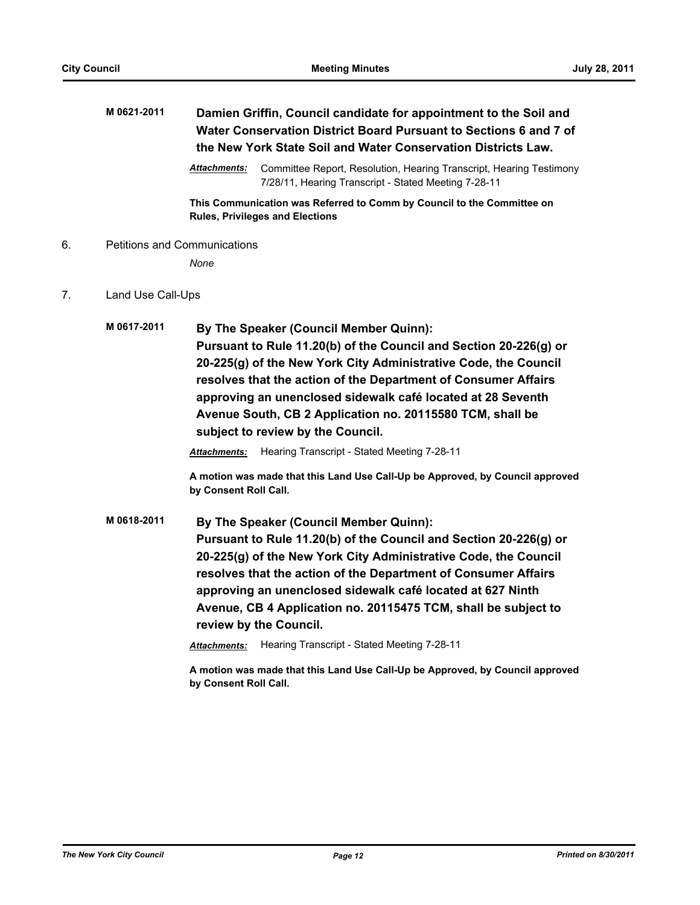**M 0621-2011** **Damien Griffin, Council candidate for appointment to the Soil and Water Conservation District Board Pursuant to Sections 6 and 7 of the New York State Soil and Water Conservation Districts Law.**

***Attachments:*** Committee Report, Resolution, Hearing Transcript, Hearing Testimony 7/28/11, Hearing Transcript - Stated Meeting 7-28-11

**This Communication was Referred to Comm by Council to the Committee on Rules, Privileges and Elections**

6. Petitions and Communications

*None*

7. Land Use Call-Ups

**M 0617-2011** **By The Speaker (Council Member Quinn):**
**Pursuant to Rule 11.20(b) of the Council and Section 20-226(g) or 20-225(g) of the New York City Administrative Code, the Council resolves that the action of the Department of Consumer Affairs approving an unenclosed sidewalk café located at 28 Seventh Avenue South, CB 2 Application no. 20115580 TCM, shall be subject to review by the Council.**

***Attachments:*** Hearing Transcript - Stated Meeting 7-28-11

**A motion was made that this Land Use Call-Up be Approved, by Council approved by Consent Roll Call.**

**M 0618-2011** **By The Speaker (Council Member Quinn):**
**Pursuant to Rule 11.20(b) of the Council and Section 20-226(g) or 20-225(g) of the New York City Administrative Code, the Council resolves that the action of the Department of Consumer Affairs approving an unenclosed sidewalk café located at 627 Ninth Avenue, CB 4 Application no. 20115475 TCM, shall be subject to review by the Council.**

***Attachments:*** Hearing Transcript - Stated Meeting 7-28-11

**A motion was made that this Land Use Call-Up be Approved, by Council approved by Consent Roll Call.**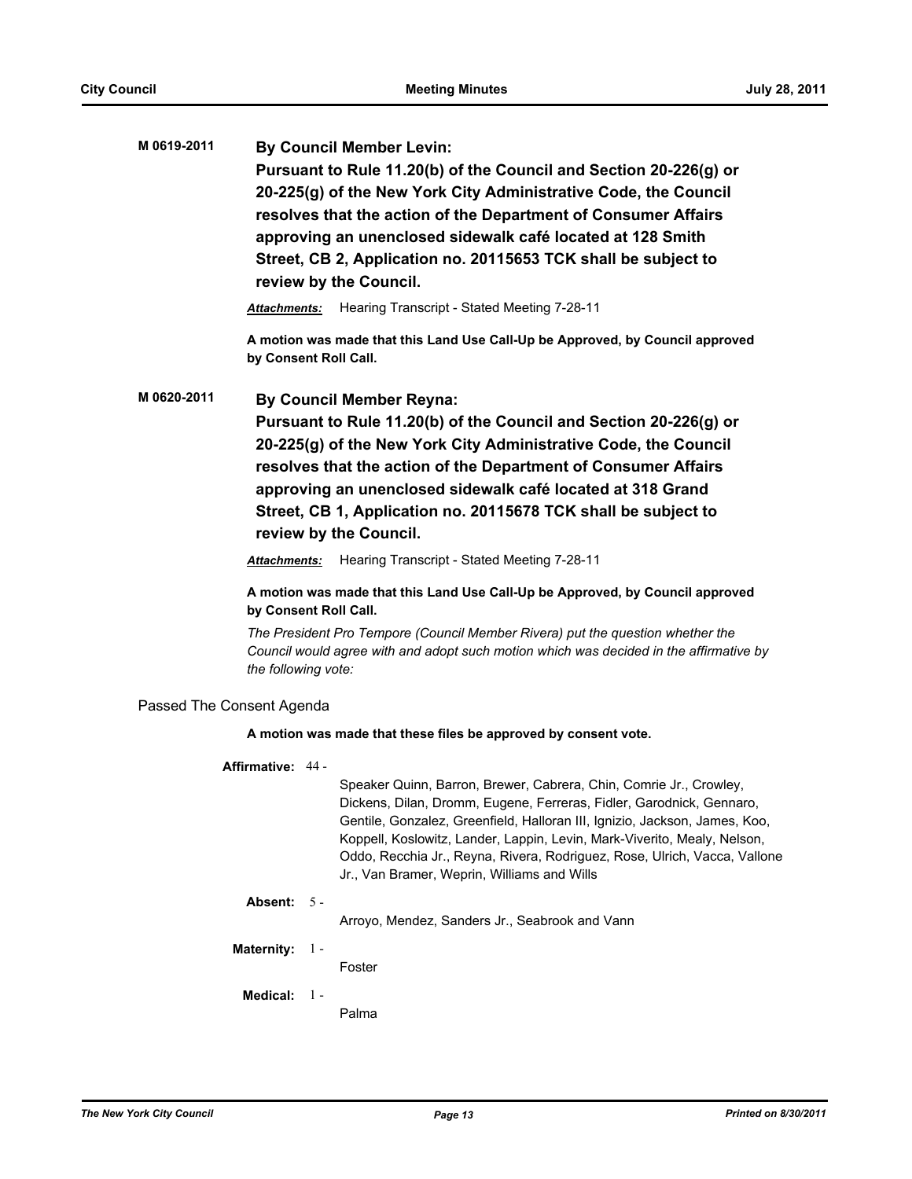**M 0619-2011** **By Council Member Levin:**

**Pursuant to Rule 11.20(b) of the Council and Section 20-226(g) or 20-225(g) of the New York City Administrative Code, the Council resolves that the action of the Department of Consumer Affairs approving an unenclosed sidewalk café located at 128 Smith Street, CB 2, Application no. 20115653 TCK shall be subject to review by the Council.**

***Attachments:*** Hearing Transcript - Stated Meeting 7-28-11

**A motion was made that this Land Use Call-Up be Approved, by Council approved by Consent Roll Call.**

**M 0620-2011** **By Council Member Reyna:**

**Pursuant to Rule 11.20(b) of the Council and Section 20-226(g) or 20-225(g) of the New York City Administrative Code, the Council resolves that the action of the Department of Consumer Affairs approving an unenclosed sidewalk café located at 318 Grand Street, CB 1, Application no. 20115678 TCK shall be subject to review by the Council.**

***Attachments:*** Hearing Transcript - Stated Meeting 7-28-11

**A motion was made that this Land Use Call-Up be Approved, by Council approved by Consent Roll Call.**

*The President Pro Tempore (Council Member Rivera) put the question whether the Council would agree with and adopt such motion which was decided in the affirmative by the following vote:*

Passed The Consent Agenda

**A motion was made that these files be approved by consent vote.**

**Affirmative:** 44 - Speaker Quinn, Barron, Brewer, Cabrera, Chin, Comrie Jr., Crowley, Dickens, Dilan, Dromm, Eugene, Ferreras, Fidler, Garodnick, Gennaro, Gentile, Gonzalez, Greenfield, Halloran III, Ignizio, Jackson, James, Koo, Koppell, Koslowitz, Lander, Lappin, Levin, Mark-Viverito, Mealy, Nelson, Oddo, Recchia Jr., Reyna, Rivera, Rodriguez, Rose, Ulrich, Vacca, Vallone Jr., Van Bramer, Weprin, Williams and Wills

**Absent:** 5 - Arroyo, Mendez, Sanders Jr., Seabrook and Vann

**Maternity:** 1 - Foster

**Medical:** 1 - Palma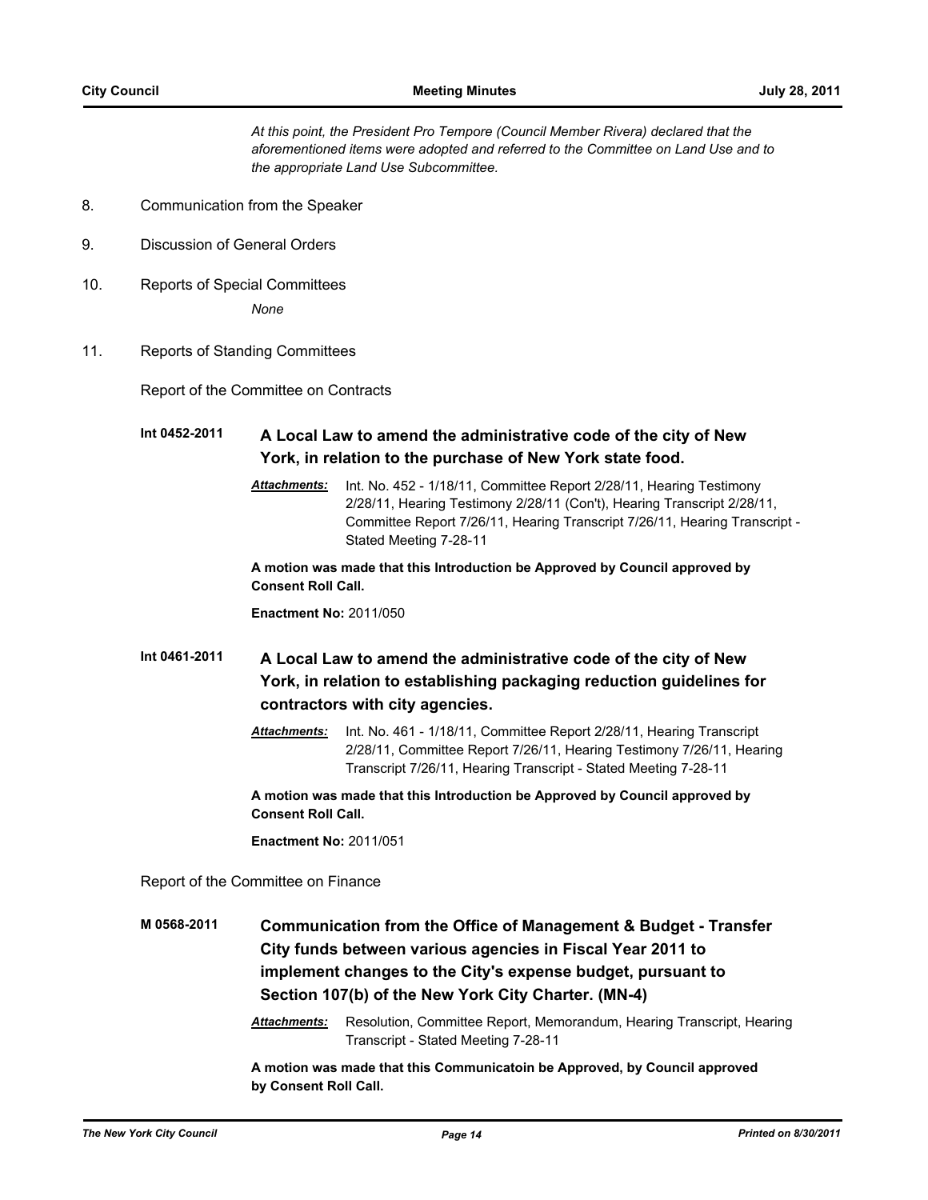*At this point, the President Pro Tempore (Council Member Rivera) declared that the aforementioned items were adopted and referred to the Committee on Land Use and to the appropriate Land Use Subcommittee.*

8. Communication from the Speaker

9. Discussion of General Orders

10. Reports of Special Committees

*None*

11. Reports of Standing Committees

Report of the Committee on Contracts

**Int 0452-2011** **A Local Law to amend the administrative code of the city of New York, in relation to the purchase of New York state food.**

***Attachments:*** Int. No. 452 - 1/18/11, Committee Report 2/28/11, Hearing Testimony 2/28/11, Hearing Testimony 2/28/11 (Con't), Hearing Transcript 2/28/11, Committee Report 7/26/11, Hearing Transcript 7/26/11, Hearing Transcript - Stated Meeting 7-28-11

**A motion was made that this Introduction be Approved by Council approved by Consent Roll Call.**

**Enactment No:** 2011/050

**Int 0461-2011** **A Local Law to amend the administrative code of the city of New York, in relation to establishing packaging reduction guidelines for contractors with city agencies.**

***Attachments:*** Int. No. 461 - 1/18/11, Committee Report 2/28/11, Hearing Transcript 2/28/11, Committee Report 7/26/11, Hearing Testimony 7/26/11, Hearing Transcript 7/26/11, Hearing Transcript - Stated Meeting 7-28-11

**A motion was made that this Introduction be Approved by Council approved by Consent Roll Call.**

**Enactment No:** 2011/051

Report of the Committee on Finance

**M 0568-2011** **Communication from the Office of Management & Budget - Transfer City funds between various agencies in Fiscal Year 2011 to implement changes to the City's expense budget, pursuant to Section 107(b) of the New York City Charter. (MN-4)**

***Attachments:*** Resolution, Committee Report, Memorandum, Hearing Transcript, Hearing Transcript - Stated Meeting 7-28-11

**A motion was made that this Communicatoin be Approved, by Council approved by Consent Roll Call.**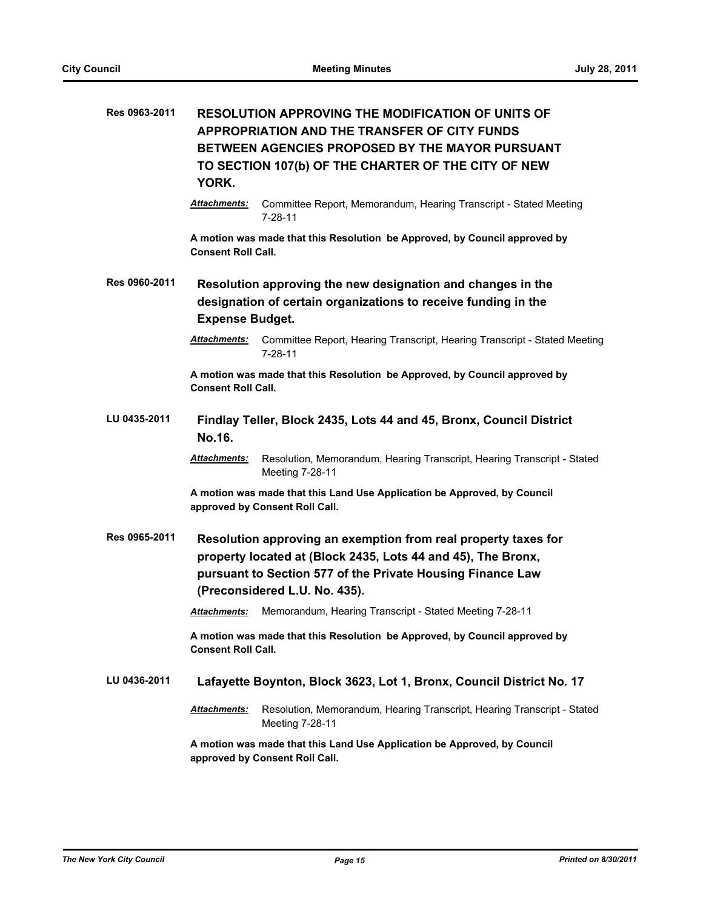**Res 0963-2011** **RESOLUTION APPROVING THE MODIFICATION OF UNITS OF APPROPRIATION AND THE TRANSFER OF CITY FUNDS BETWEEN AGENCIES PROPOSED BY THE MAYOR PURSUANT TO SECTION 107(b) OF THE CHARTER OF THE CITY OF NEW YORK.**

***Attachments:*** Committee Report, Memorandum, Hearing Transcript - Stated Meeting 7-28-11

**A motion was made that this Resolution be Approved, by Council approved by Consent Roll Call.**

**Res 0960-2011** **Resolution approving the new designation and changes in the designation of certain organizations to receive funding in the Expense Budget.**

***Attachments:*** Committee Report, Hearing Transcript, Hearing Transcript - Stated Meeting 7-28-11

**A motion was made that this Resolution be Approved, by Council approved by Consent Roll Call.**

**LU 0435-2011** **Findlay Teller, Block 2435, Lots 44 and 45, Bronx, Council District No.16.**

***Attachments:*** Resolution, Memorandum, Hearing Transcript, Hearing Transcript - Stated Meeting 7-28-11

**A motion was made that this Land Use Application be Approved, by Council approved by Consent Roll Call.**

**Res 0965-2011** **Resolution approving an exemption from real property taxes for property located at (Block 2435, Lots 44 and 45), The Bronx, pursuant to Section 577 of the Private Housing Finance Law (Preconsidered L.U. No. 435).**

***Attachments:*** Memorandum, Hearing Transcript - Stated Meeting 7-28-11

**A motion was made that this Resolution be Approved, by Council approved by Consent Roll Call.**

**LU 0436-2011** **Lafayette Boynton, Block 3623, Lot 1, Bronx, Council District No. 17**

***Attachments:*** Resolution, Memorandum, Hearing Transcript, Hearing Transcript - Stated Meeting 7-28-11

**A motion was made that this Land Use Application be Approved, by Council approved by Consent Roll Call.**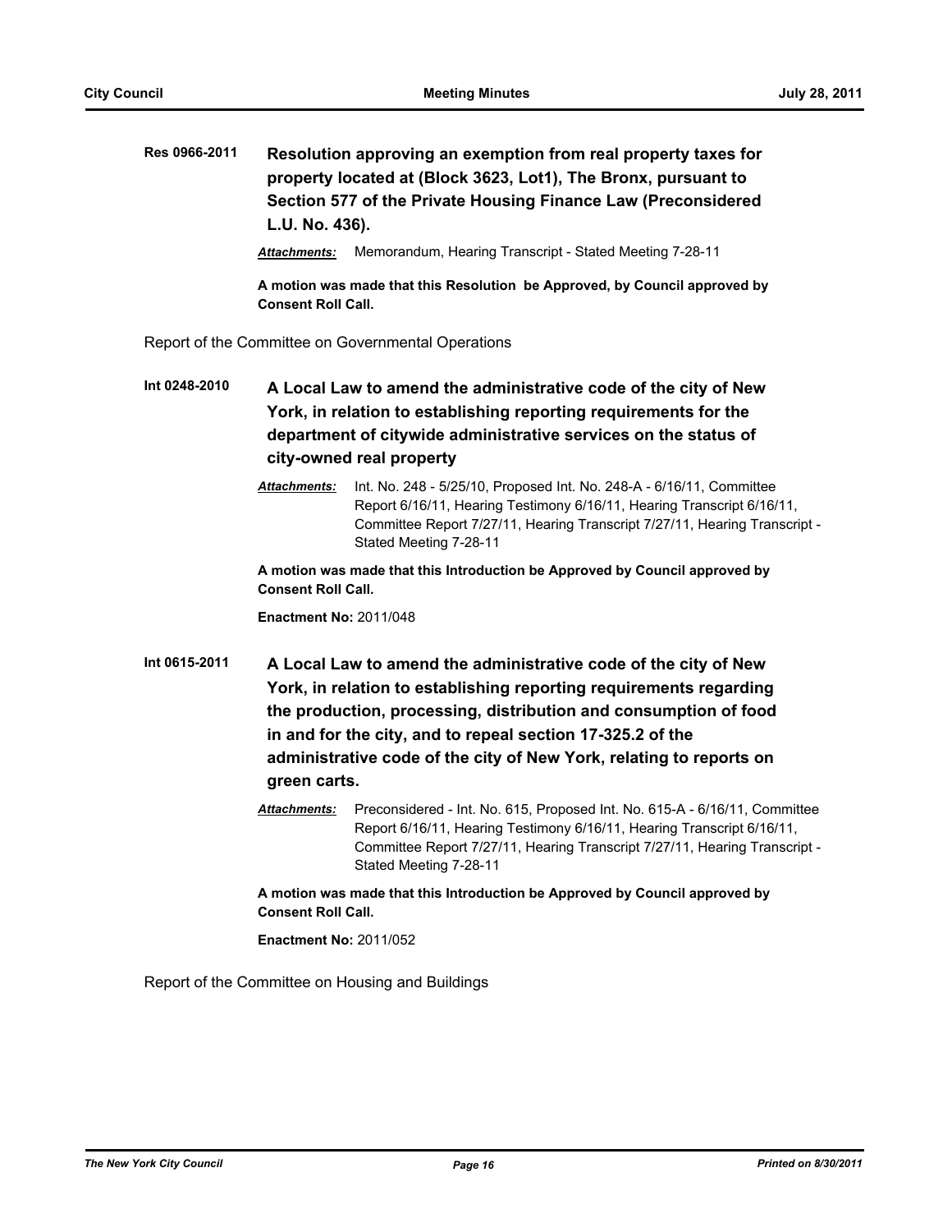**Res 0966-2011** **Resolution approving an exemption from real property taxes for property located at (Block 3623, Lot1), The Bronx, pursuant to Section 577 of the Private Housing Finance Law (Preconsidered L.U. No. 436).**

***Attachments:*** Memorandum, Hearing Transcript - Stated Meeting 7-28-11

**A motion was made that this Resolution be Approved, by Council approved by Consent Roll Call.**

Report of the Committee on Governmental Operations

**Int 0248-2010** **A Local Law to amend the administrative code of the city of New York, in relation to establishing reporting requirements for the department of citywide administrative services on the status of city-owned real property**

***Attachments:*** Int. No. 248 - 5/25/10, Proposed Int. No. 248-A - 6/16/11, Committee Report 6/16/11, Hearing Testimony 6/16/11, Hearing Transcript 6/16/11, Committee Report 7/27/11, Hearing Transcript 7/27/11, Hearing Transcript - Stated Meeting 7-28-11

**A motion was made that this Introduction be Approved by Council approved by Consent Roll Call.**

**Enactment No:** 2011/048

**Int 0615-2011** **A Local Law to amend the administrative code of the city of New York, in relation to establishing reporting requirements regarding the production, processing, distribution and consumption of food in and for the city, and to repeal section 17-325.2 of the administrative code of the city of New York, relating to reports on green carts.**

***Attachments:*** Preconsidered - Int. No. 615, Proposed Int. No. 615-A - 6/16/11, Committee Report 6/16/11, Hearing Testimony 6/16/11, Hearing Transcript 6/16/11, Committee Report 7/27/11, Hearing Transcript 7/27/11, Hearing Transcript - Stated Meeting 7-28-11

**A motion was made that this Introduction be Approved by Council approved by Consent Roll Call.**

**Enactment No:** 2011/052

Report of the Committee on Housing and Buildings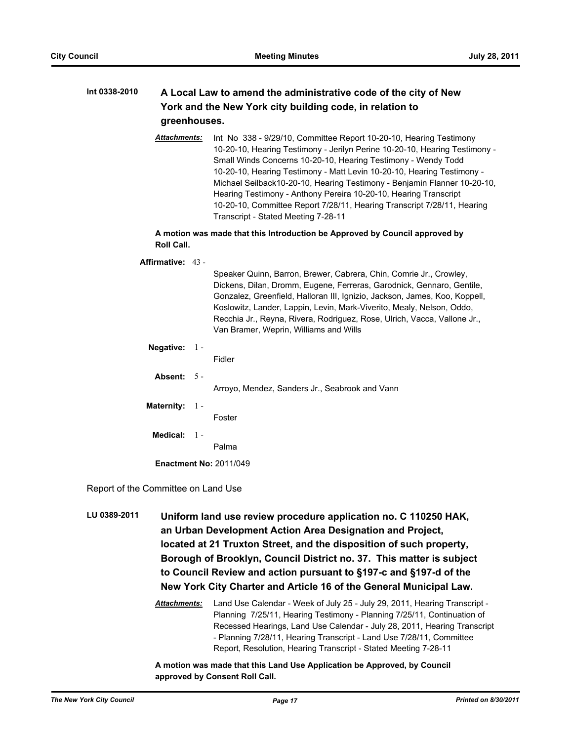**Int 0338-2010** **A Local Law to amend the administrative code of the city of New York and the New York city building code, in relation to greenhouses.**

***Attachments:*** Int No 338 - 9/29/10, Committee Report 10-20-10, Hearing Testimony 10-20-10, Hearing Testimony - Jerilyn Perine 10-20-10, Hearing Testimony - Small Winds Concerns 10-20-10, Hearing Testimony - Wendy Todd 10-20-10, Hearing Testimony - Matt Levin 10-20-10, Hearing Testimony - Michael Seilback10-20-10, Hearing Testimony - Benjamin Flanner 10-20-10, Hearing Testimony - Anthony Pereira 10-20-10, Hearing Transcript 10-20-10, Committee Report 7/28/11, Hearing Transcript 7/28/11, Hearing Transcript - Stated Meeting 7-28-11

**A motion was made that this Introduction be Approved by Council approved by Roll Call.**

**Affirmative:** 43 - Speaker Quinn, Barron, Brewer, Cabrera, Chin, Comrie Jr., Crowley, Dickens, Dilan, Dromm, Eugene, Ferreras, Garodnick, Gennaro, Gentile, Gonzalez, Greenfield, Halloran III, Ignizio, Jackson, James, Koo, Koppell, Koslowitz, Lander, Lappin, Levin, Mark-Viverito, Mealy, Nelson, Oddo, Recchia Jr., Reyna, Rivera, Rodriguez, Rose, Ulrich, Vacca, Vallone Jr., Van Bramer, Weprin, Williams and Wills

**Negative:** 1 - Fidler

**Absent:** 5 - Arroyo, Mendez, Sanders Jr., Seabrook and Vann

**Maternity:** 1 - Foster

**Medical:** 1 - Palma

**Enactment No:** 2011/049

Report of the Committee on Land Use

**LU 0389-2011** **Uniform land use review procedure application no. C 110250 HAK, an Urban Development Action Area Designation and Project, located at 21 Truxton Street, and the disposition of such property, Borough of Brooklyn, Council District no. 37. This matter is subject to Council Review and action pursuant to §197-c and §197-d of the New York City Charter and Article 16 of the General Municipal Law.**

***Attachments:*** Land Use Calendar - Week of July 25 - July 29, 2011, Hearing Transcript - Planning 7/25/11, Hearing Testimony - Planning 7/25/11, Continuation of Recessed Hearings, Land Use Calendar - July 28, 2011, Hearing Transcript - Planning 7/28/11, Hearing Transcript - Land Use 7/28/11, Committee Report, Resolution, Hearing Transcript - Stated Meeting 7-28-11

**A motion was made that this Land Use Application be Approved, by Council approved by Consent Roll Call.**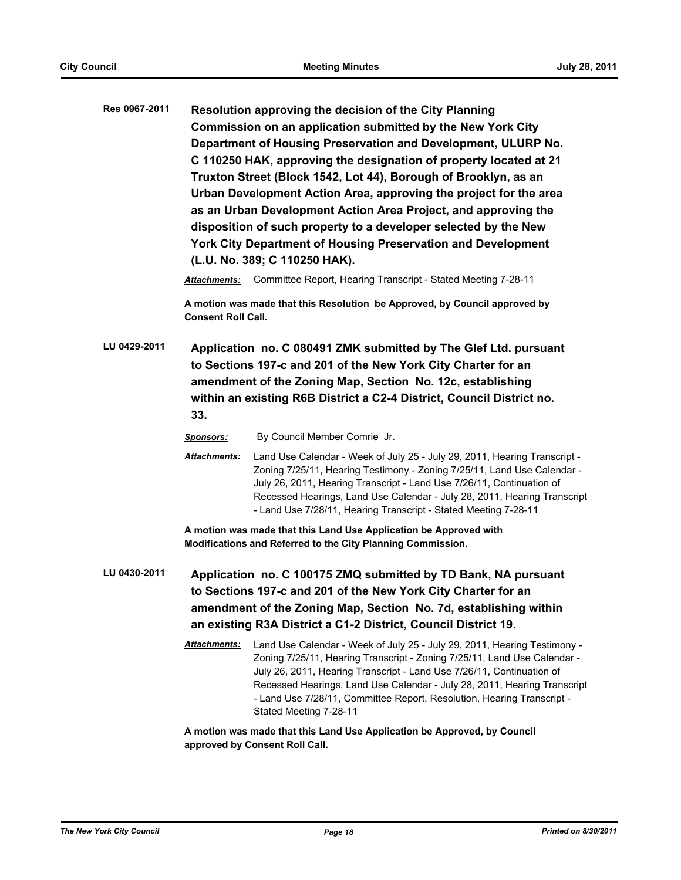**Res 0967-2011** **Resolution approving the decision of the City Planning Commission on an application submitted by the New York City Department of Housing Preservation and Development, ULURP No. C 110250 HAK, approving the designation of property located at 21 Truxton Street (Block 1542, Lot 44), Borough of Brooklyn, as an Urban Development Action Area, approving the project for the area as an Urban Development Action Area Project, and approving the disposition of such property to a developer selected by the New York City Department of Housing Preservation and Development (L.U. No. 389; C 110250 HAK).**

***Attachments:*** Committee Report, Hearing Transcript - Stated Meeting 7-28-11

**A motion was made that this Resolution be Approved, by Council approved by Consent Roll Call.**

**LU 0429-2011** **Application no. C 080491 ZMK submitted by The Glef Ltd. pursuant to Sections 197-c and 201 of the New York City Charter for an amendment of the Zoning Map, Section No. 12c, establishing within an existing R6B District a C2-4 District, Council District no. 33.**

***Sponsors:*** By Council Member Comrie Jr.

***Attachments:*** Land Use Calendar - Week of July 25 - July 29, 2011, Hearing Transcript - Zoning 7/25/11, Hearing Testimony - Zoning 7/25/11, Land Use Calendar - July 26, 2011, Hearing Transcript - Land Use 7/26/11, Continuation of Recessed Hearings, Land Use Calendar - July 28, 2011, Hearing Transcript - Land Use 7/28/11, Hearing Transcript - Stated Meeting 7-28-11

**A motion was made that this Land Use Application be Approved with Modifications and Referred to the City Planning Commission.**

**LU 0430-2011** **Application no. C 100175 ZMQ submitted by TD Bank, NA pursuant to Sections 197-c and 201 of the New York City Charter for an amendment of the Zoning Map, Section No. 7d, establishing within an existing R3A District a C1-2 District, Council District 19.**

***Attachments:*** Land Use Calendar - Week of July 25 - July 29, 2011, Hearing Testimony - Zoning 7/25/11, Hearing Transcript - Zoning 7/25/11, Land Use Calendar - July 26, 2011, Hearing Transcript - Land Use 7/26/11, Continuation of Recessed Hearings, Land Use Calendar - July 28, 2011, Hearing Transcript - Land Use 7/28/11, Committee Report, Resolution, Hearing Transcript - Stated Meeting 7-28-11

**A motion was made that this Land Use Application be Approved, by Council approved by Consent Roll Call.**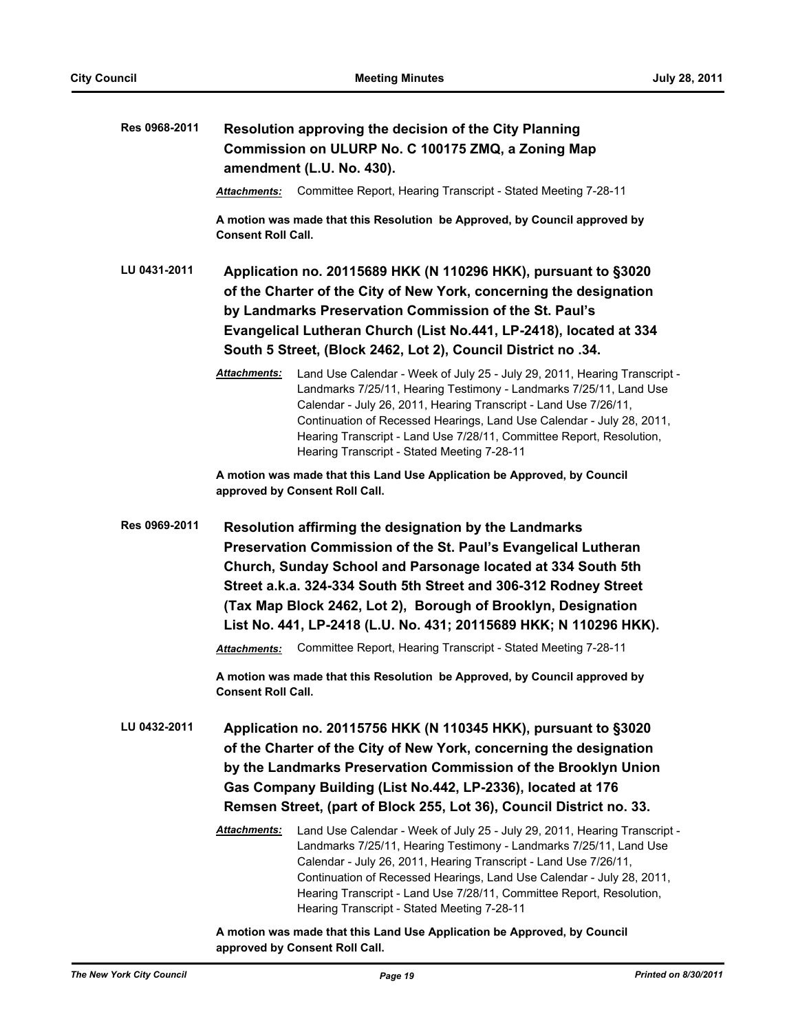**Res 0968-2011** **Resolution approving the decision of the City Planning Commission on ULURP No. C 100175 ZMQ, a Zoning Map amendment (L.U. No. 430).**

***Attachments:*** Committee Report, Hearing Transcript - Stated Meeting 7-28-11

**A motion was made that this Resolution be Approved, by Council approved by Consent Roll Call.**

**LU 0431-2011** **Application no. 20115689 HKK (N 110296 HKK), pursuant to §3020 of the Charter of the City of New York, concerning the designation by Landmarks Preservation Commission of the St. Paul's Evangelical Lutheran Church (List No.441, LP-2418), located at 334 South 5 Street, (Block 2462, Lot 2), Council District no .34.**

***Attachments:*** Land Use Calendar - Week of July 25 - July 29, 2011, Hearing Transcript - Landmarks 7/25/11, Hearing Testimony - Landmarks 7/25/11, Land Use Calendar - July 26, 2011, Hearing Transcript - Land Use 7/26/11, Continuation of Recessed Hearings, Land Use Calendar - July 28, 2011, Hearing Transcript - Land Use 7/28/11, Committee Report, Resolution, Hearing Transcript - Stated Meeting 7-28-11

**A motion was made that this Land Use Application be Approved, by Council approved by Consent Roll Call.**

**Res 0969-2011** **Resolution affirming the designation by the Landmarks Preservation Commission of the St. Paul's Evangelical Lutheran Church, Sunday School and Parsonage located at 334 South 5th Street a.k.a. 324-334 South 5th Street and 306-312 Rodney Street (Tax Map Block 2462, Lot 2), Borough of Brooklyn, Designation List No. 441, LP-2418 (L.U. No. 431; 20115689 HKK; N 110296 HKK).**

***Attachments:*** Committee Report, Hearing Transcript - Stated Meeting 7-28-11

**A motion was made that this Resolution be Approved, by Council approved by Consent Roll Call.**

**LU 0432-2011** **Application no. 20115756 HKK (N 110345 HKK), pursuant to §3020 of the Charter of the City of New York, concerning the designation by the Landmarks Preservation Commission of the Brooklyn Union Gas Company Building (List No.442, LP-2336), located at 176 Remsen Street, (part of Block 255, Lot 36), Council District no. 33.**

***Attachments:*** Land Use Calendar - Week of July 25 - July 29, 2011, Hearing Transcript - Landmarks 7/25/11, Hearing Testimony - Landmarks 7/25/11, Land Use Calendar - July 26, 2011, Hearing Transcript - Land Use 7/26/11, Continuation of Recessed Hearings, Land Use Calendar - July 28, 2011, Hearing Transcript - Land Use 7/28/11, Committee Report, Resolution, Hearing Transcript - Stated Meeting 7-28-11

**A motion was made that this Land Use Application be Approved, by Council approved by Consent Roll Call.**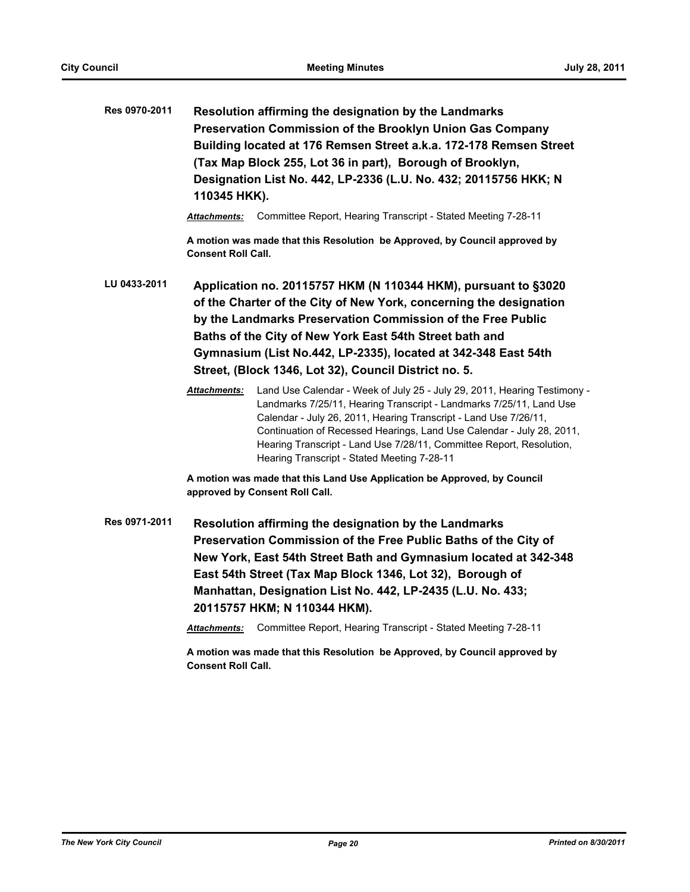**Res 0970-2011** **Resolution affirming the designation by the Landmarks Preservation Commission of the Brooklyn Union Gas Company Building located at 176 Remsen Street a.k.a. 172-178 Remsen Street (Tax Map Block 255, Lot 36 in part), Borough of Brooklyn, Designation List No. 442, LP-2336 (L.U. No. 432; 20115756 HKK; N 110345 HKK).**

***Attachments:*** Committee Report, Hearing Transcript - Stated Meeting 7-28-11

**A motion was made that this Resolution be Approved, by Council approved by Consent Roll Call.**

**LU 0433-2011** **Application no. 20115757 HKM (N 110344 HKM), pursuant to §3020 of the Charter of the City of New York, concerning the designation by the Landmarks Preservation Commission of the Free Public Baths of the City of New York East 54th Street bath and Gymnasium (List No.442, LP-2335), located at 342-348 East 54th Street, (Block 1346, Lot 32), Council District no. 5.**

***Attachments:*** Land Use Calendar - Week of July 25 - July 29, 2011, Hearing Testimony - Landmarks 7/25/11, Hearing Transcript - Landmarks 7/25/11, Land Use Calendar - July 26, 2011, Hearing Transcript - Land Use 7/26/11, Continuation of Recessed Hearings, Land Use Calendar - July 28, 2011, Hearing Transcript - Land Use 7/28/11, Committee Report, Resolution, Hearing Transcript - Stated Meeting 7-28-11

**A motion was made that this Land Use Application be Approved, by Council approved by Consent Roll Call.**

**Res 0971-2011** **Resolution affirming the designation by the Landmarks Preservation Commission of the Free Public Baths of the City of New York, East 54th Street Bath and Gymnasium located at 342-348 East 54th Street (Tax Map Block 1346, Lot 32), Borough of Manhattan, Designation List No. 442, LP-2435 (L.U. No. 433; 20115757 HKM; N 110344 HKM).**

***Attachments:*** Committee Report, Hearing Transcript - Stated Meeting 7-28-11

**A motion was made that this Resolution be Approved, by Council approved by Consent Roll Call.**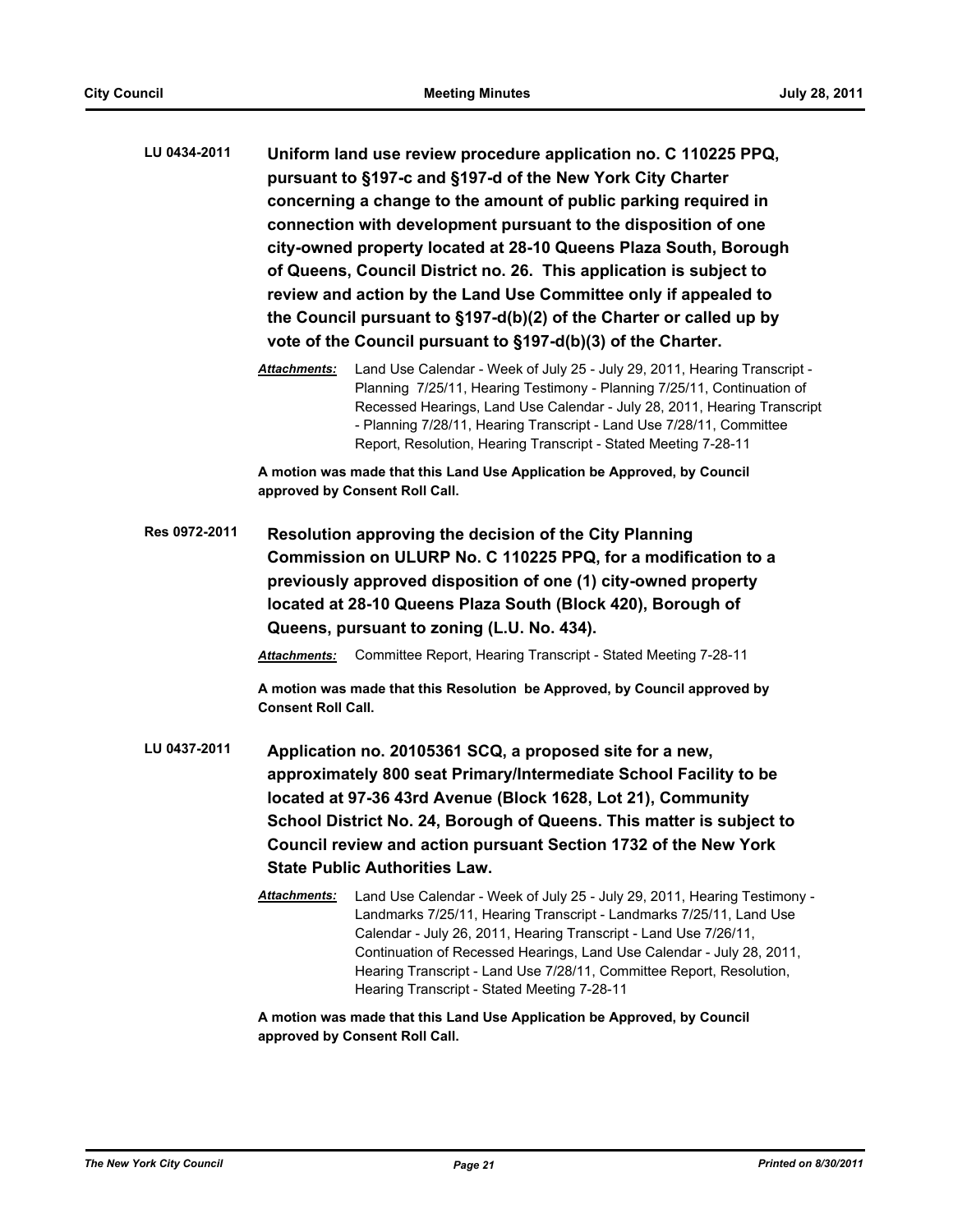**LU 0434-2011** **Uniform land use review procedure application no. C 110225 PPQ, pursuant to §197-c and §197-d of the New York City Charter concerning a change to the amount of public parking required in connection with development pursuant to the disposition of one city-owned property located at 28-10 Queens Plaza South, Borough of Queens, Council District no. 26. This application is subject to review and action by the Land Use Committee only if appealed to the Council pursuant to §197-d(b)(2) of the Charter or called up by vote of the Council pursuant to §197-d(b)(3) of the Charter.**

***Attachments:*** Land Use Calendar - Week of July 25 - July 29, 2011, Hearing Transcript - Planning 7/25/11, Hearing Testimony - Planning 7/25/11, Continuation of Recessed Hearings, Land Use Calendar - July 28, 2011, Hearing Transcript - Planning 7/28/11, Hearing Transcript - Land Use 7/28/11, Committee Report, Resolution, Hearing Transcript - Stated Meeting 7-28-11

**A motion was made that this Land Use Application be Approved, by Council approved by Consent Roll Call.**

**Res 0972-2011** **Resolution approving the decision of the City Planning Commission on ULURP No. C 110225 PPQ, for a modification to a previously approved disposition of one (1) city-owned property located at 28-10 Queens Plaza South (Block 420), Borough of Queens, pursuant to zoning (L.U. No. 434).**

***Attachments:*** Committee Report, Hearing Transcript - Stated Meeting 7-28-11

**A motion was made that this Resolution be Approved, by Council approved by Consent Roll Call.**

**LU 0437-2011** **Application no. 20105361 SCQ, a proposed site for a new, approximately 800 seat Primary/Intermediate School Facility to be located at 97-36 43rd Avenue (Block 1628, Lot 21), Community School District No. 24, Borough of Queens. This matter is subject to Council review and action pursuant Section 1732 of the New York State Public Authorities Law.**

***Attachments:*** Land Use Calendar - Week of July 25 - July 29, 2011, Hearing Testimony - Landmarks 7/25/11, Hearing Transcript - Landmarks 7/25/11, Land Use Calendar - July 26, 2011, Hearing Transcript - Land Use 7/26/11, Continuation of Recessed Hearings, Land Use Calendar - July 28, 2011, Hearing Transcript - Land Use 7/28/11, Committee Report, Resolution, Hearing Transcript - Stated Meeting 7-28-11

**A motion was made that this Land Use Application be Approved, by Council approved by Consent Roll Call.**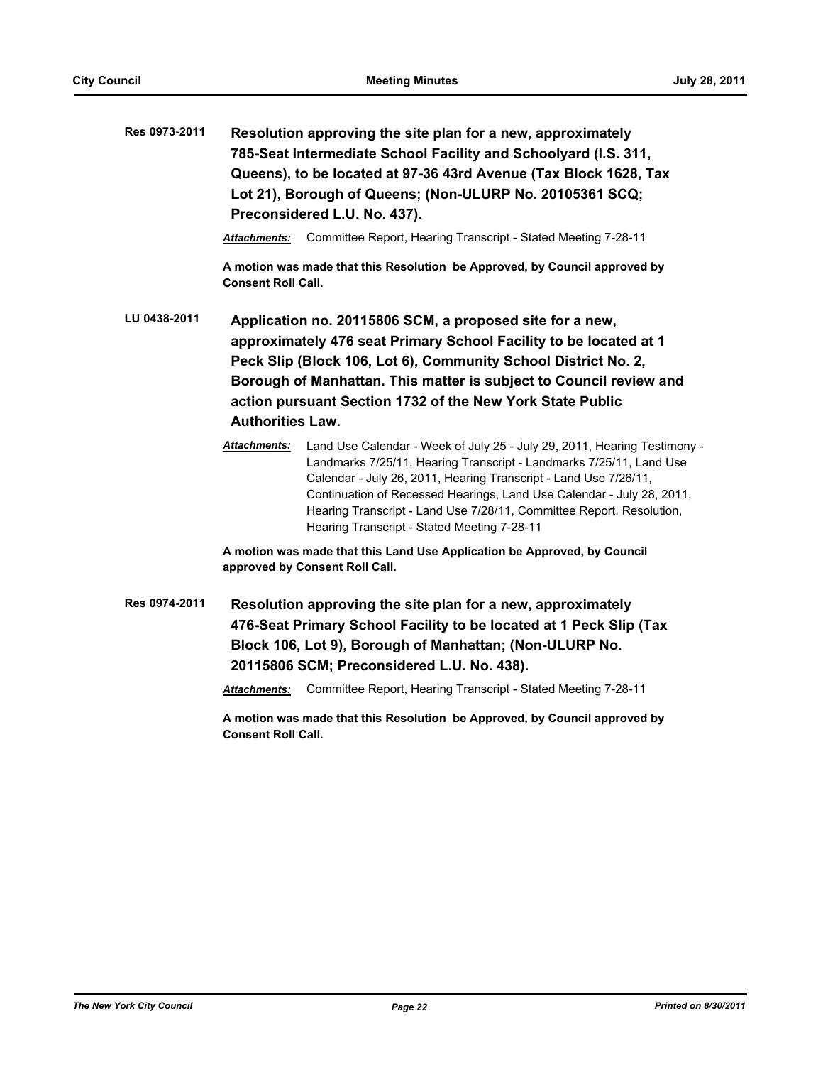**Res 0973-2011** **Resolution approving the site plan for a new, approximately 785-Seat Intermediate School Facility and Schoolyard (I.S. 311, Queens), to be located at 97-36 43rd Avenue (Tax Block 1628, Tax Lot 21), Borough of Queens; (Non-ULURP No. 20105361 SCQ; Preconsidered L.U. No. 437).**

***Attachments:*** Committee Report, Hearing Transcript - Stated Meeting 7-28-11

**A motion was made that this Resolution be Approved, by Council approved by Consent Roll Call.**

**LU 0438-2011** **Application no. 20115806 SCM, a proposed site for a new, approximately 476 seat Primary School Facility to be located at 1 Peck Slip (Block 106, Lot 6), Community School District No. 2, Borough of Manhattan. This matter is subject to Council review and action pursuant Section 1732 of the New York State Public Authorities Law.**

***Attachments:*** Land Use Calendar - Week of July 25 - July 29, 2011, Hearing Testimony - Landmarks 7/25/11, Hearing Transcript - Landmarks 7/25/11, Land Use Calendar - July 26, 2011, Hearing Transcript - Land Use 7/26/11, Continuation of Recessed Hearings, Land Use Calendar - July 28, 2011, Hearing Transcript - Land Use 7/28/11, Committee Report, Resolution, Hearing Transcript - Stated Meeting 7-28-11

**A motion was made that this Land Use Application be Approved, by Council approved by Consent Roll Call.**

**Res 0974-2011** **Resolution approving the site plan for a new, approximately 476-Seat Primary School Facility to be located at 1 Peck Slip (Tax Block 106, Lot 9), Borough of Manhattan; (Non-ULURP No. 20115806 SCM; Preconsidered L.U. No. 438).**

***Attachments:*** Committee Report, Hearing Transcript - Stated Meeting 7-28-11

**A motion was made that this Resolution be Approved, by Council approved by Consent Roll Call.**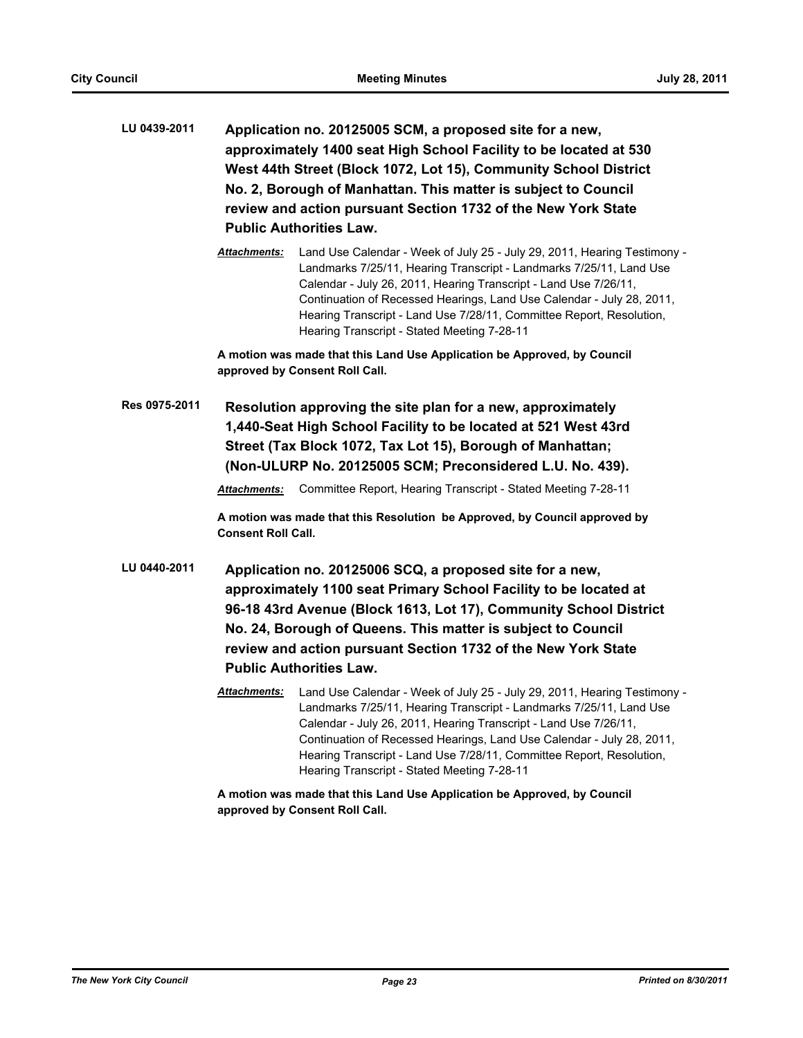**LU 0439-2011** **Application no. 20125005 SCM, a proposed site for a new, approximately 1400 seat High School Facility to be located at 530 West 44th Street (Block 1072, Lot 15), Community School District No. 2, Borough of Manhattan. This matter is subject to Council review and action pursuant Section 1732 of the New York State Public Authorities Law.**

***Attachments:*** Land Use Calendar - Week of July 25 - July 29, 2011, Hearing Testimony - Landmarks 7/25/11, Hearing Transcript - Landmarks 7/25/11, Land Use Calendar - July 26, 2011, Hearing Transcript - Land Use 7/26/11, Continuation of Recessed Hearings, Land Use Calendar - July 28, 2011, Hearing Transcript - Land Use 7/28/11, Committee Report, Resolution, Hearing Transcript - Stated Meeting 7-28-11

**A motion was made that this Land Use Application be Approved, by Council approved by Consent Roll Call.**

**Res 0975-2011** **Resolution approving the site plan for a new, approximately 1,440-Seat High School Facility to be located at 521 West 43rd Street (Tax Block 1072, Tax Lot 15), Borough of Manhattan; (Non-ULURP No. 20125005 SCM; Preconsidered L.U. No. 439).**

***Attachments:*** Committee Report, Hearing Transcript - Stated Meeting 7-28-11

**A motion was made that this Resolution be Approved, by Council approved by Consent Roll Call.**

**LU 0440-2011** **Application no. 20125006 SCQ, a proposed site for a new, approximately 1100 seat Primary School Facility to be located at 96-18 43rd Avenue (Block 1613, Lot 17), Community School District No. 24, Borough of Queens. This matter is subject to Council review and action pursuant Section 1732 of the New York State Public Authorities Law.**

***Attachments:*** Land Use Calendar - Week of July 25 - July 29, 2011, Hearing Testimony - Landmarks 7/25/11, Hearing Transcript - Landmarks 7/25/11, Land Use Calendar - July 26, 2011, Hearing Transcript - Land Use 7/26/11, Continuation of Recessed Hearings, Land Use Calendar - July 28, 2011, Hearing Transcript - Land Use 7/28/11, Committee Report, Resolution, Hearing Transcript - Stated Meeting 7-28-11

**A motion was made that this Land Use Application be Approved, by Council approved by Consent Roll Call.**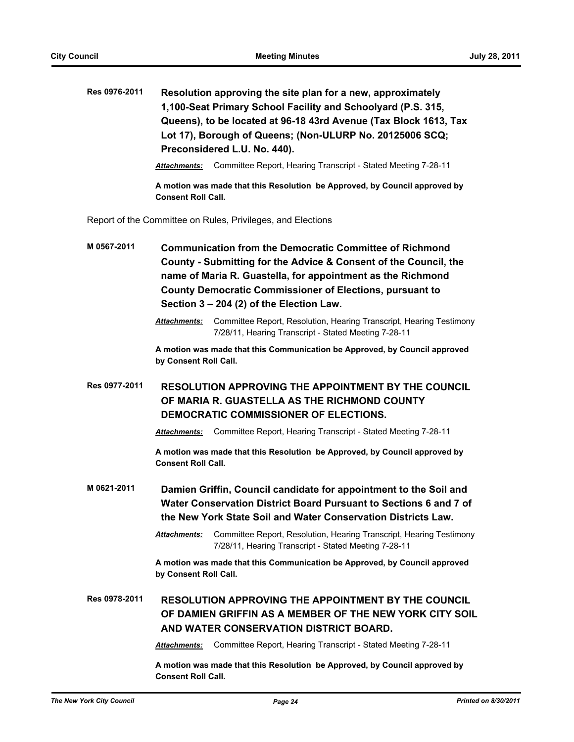**Res 0976-2011** **Resolution approving the site plan for a new, approximately 1,100-Seat Primary School Facility and Schoolyard (P.S. 315, Queens), to be located at 96-18 43rd Avenue (Tax Block 1613, Tax Lot 17), Borough of Queens; (Non-ULURP No. 20125006 SCQ; Preconsidered L.U. No. 440).**

***Attachments:*** Committee Report, Hearing Transcript - Stated Meeting 7-28-11

**A motion was made that this Resolution be Approved, by Council approved by Consent Roll Call.**

Report of the Committee on Rules, Privileges, and Elections

**M 0567-2011** **Communication from the Democratic Committee of Richmond County - Submitting for the Advice & Consent of the Council, the name of Maria R. Guastella, for appointment as the Richmond County Democratic Commissioner of Elections, pursuant to Section 3 – 204 (2) of the Election Law.**

***Attachments:*** Committee Report, Resolution, Hearing Transcript, Hearing Testimony 7/28/11, Hearing Transcript - Stated Meeting 7-28-11

**A motion was made that this Communication be Approved, by Council approved by Consent Roll Call.**

**Res 0977-2011** **RESOLUTION APPROVING THE APPOINTMENT BY THE COUNCIL OF MARIA R. GUASTELLA AS THE RICHMOND COUNTY DEMOCRATIC COMMISSIONER OF ELECTIONS.**

***Attachments:*** Committee Report, Hearing Transcript - Stated Meeting 7-28-11

**A motion was made that this Resolution be Approved, by Council approved by Consent Roll Call.**

**M 0621-2011** **Damien Griffin, Council candidate for appointment to the Soil and Water Conservation District Board Pursuant to Sections 6 and 7 of the New York State Soil and Water Conservation Districts Law.**

***Attachments:*** Committee Report, Resolution, Hearing Transcript, Hearing Testimony 7/28/11, Hearing Transcript - Stated Meeting 7-28-11

**A motion was made that this Communication be Approved, by Council approved by Consent Roll Call.**

**Res 0978-2011** **RESOLUTION APPROVING THE APPOINTMENT BY THE COUNCIL OF DAMIEN GRIFFIN AS A MEMBER OF THE NEW YORK CITY SOIL AND WATER CONSERVATION DISTRICT BOARD.**

***Attachments:*** Committee Report, Hearing Transcript - Stated Meeting 7-28-11

**A motion was made that this Resolution be Approved, by Council approved by Consent Roll Call.**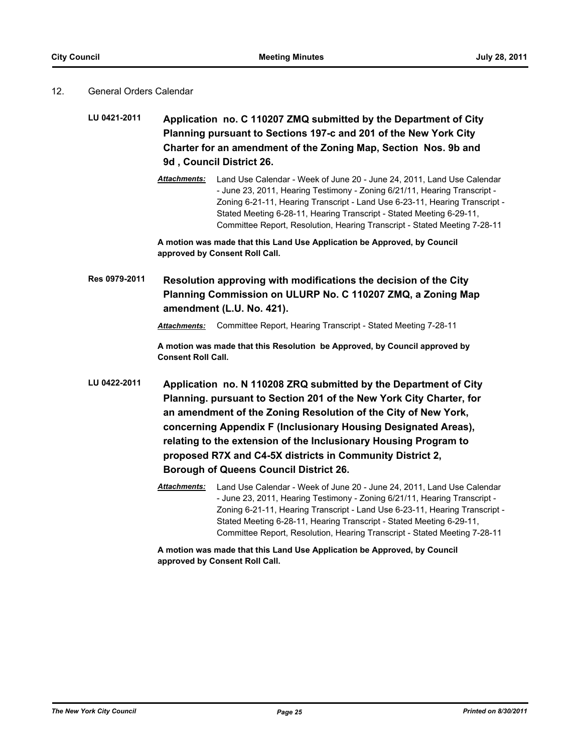## 12. General Orders Calendar

**LU 0421-2011**

**Application no. C 110207 ZMQ submitted by the Department of City Planning pursuant to Sections 197-c and 201 of the New York City Charter for an amendment of the Zoning Map, Section Nos. 9b and 9d , Council District 26.**

***Attachments:*** Land Use Calendar - Week of June 20 - June 24, 2011, Land Use Calendar - June 23, 2011, Hearing Testimony - Zoning 6/21/11, Hearing Transcript - Zoning 6-21-11, Hearing Transcript - Land Use 6-23-11, Hearing Transcript - Stated Meeting 6-28-11, Hearing Transcript - Stated Meeting 6-29-11, Committee Report, Resolution, Hearing Transcript - Stated Meeting 7-28-11

**A motion was made that this Land Use Application be Approved, by Council approved by Consent Roll Call.**

**Res 0979-2011**

**Resolution approving with modifications the decision of the City Planning Commission on ULURP No. C 110207 ZMQ, a Zoning Map amendment (L.U. No. 421).**

***Attachments:*** Committee Report, Hearing Transcript - Stated Meeting 7-28-11

**A motion was made that this Resolution be Approved, by Council approved by Consent Roll Call.**

**LU 0422-2011**

**Application no. N 110208 ZRQ submitted by the Department of City Planning. pursuant to Section 201 of the New York City Charter, for an amendment of the Zoning Resolution of the City of New York, concerning Appendix F (Inclusionary Housing Designated Areas), relating to the extension of the Inclusionary Housing Program to proposed R7X and C4-5X districts in Community District 2, Borough of Queens Council District 26.**

***Attachments:*** Land Use Calendar - Week of June 20 - June 24, 2011, Land Use Calendar - June 23, 2011, Hearing Testimony - Zoning 6/21/11, Hearing Transcript - Zoning 6-21-11, Hearing Transcript - Land Use 6-23-11, Hearing Transcript - Stated Meeting 6-28-11, Hearing Transcript - Stated Meeting 6-29-11, Committee Report, Resolution, Hearing Transcript - Stated Meeting 7-28-11

**A motion was made that this Land Use Application be Approved, by Council approved by Consent Roll Call.**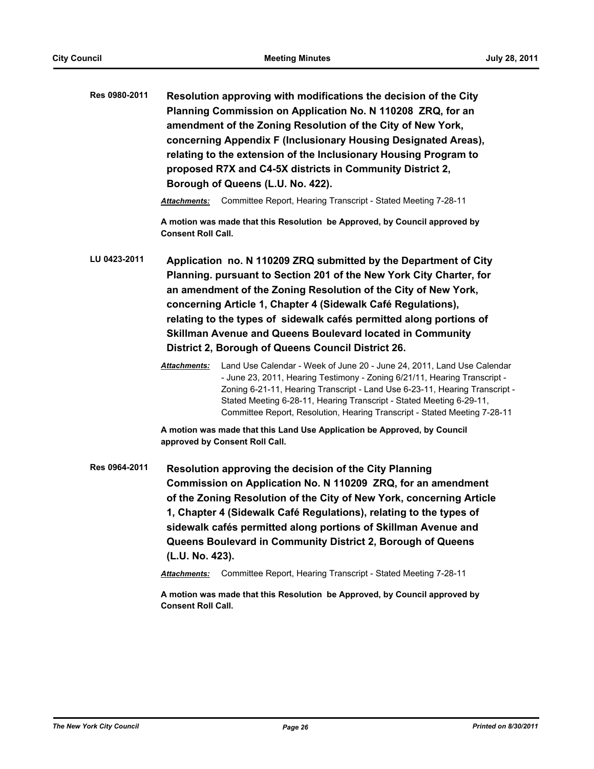**Res 0980-2011** **Resolution approving with modifications the decision of the City Planning Commission on Application No. N 110208 ZRQ, for an amendment of the Zoning Resolution of the City of New York, concerning Appendix F (Inclusionary Housing Designated Areas), relating to the extension of the Inclusionary Housing Program to proposed R7X and C4-5X districts in Community District 2, Borough of Queens (L.U. No. 422).**

***Attachments:*** Committee Report, Hearing Transcript - Stated Meeting 7-28-11

**A motion was made that this Resolution be Approved, by Council approved by Consent Roll Call.**

**LU 0423-2011** **Application no. N 110209 ZRQ submitted by the Department of City Planning. pursuant to Section 201 of the New York City Charter, for an amendment of the Zoning Resolution of the City of New York, concerning Article 1, Chapter 4 (Sidewalk Café Regulations), relating to the types of sidewalk cafés permitted along portions of Skillman Avenue and Queens Boulevard located in Community District 2, Borough of Queens Council District 26.**

***Attachments:*** Land Use Calendar - Week of June 20 - June 24, 2011, Land Use Calendar - June 23, 2011, Hearing Testimony - Zoning 6/21/11, Hearing Transcript - Zoning 6-21-11, Hearing Transcript - Land Use 6-23-11, Hearing Transcript - Stated Meeting 6-28-11, Hearing Transcript - Stated Meeting 6-29-11, Committee Report, Resolution, Hearing Transcript - Stated Meeting 7-28-11

**A motion was made that this Land Use Application be Approved, by Council approved by Consent Roll Call.**

**Res 0964-2011** **Resolution approving the decision of the City Planning Commission on Application No. N 110209 ZRQ, for an amendment of the Zoning Resolution of the City of New York, concerning Article 1, Chapter 4 (Sidewalk Café Regulations), relating to the types of sidewalk cafés permitted along portions of Skillman Avenue and Queens Boulevard in Community District 2, Borough of Queens (L.U. No. 423).**

***Attachments:*** Committee Report, Hearing Transcript - Stated Meeting 7-28-11

**A motion was made that this Resolution be Approved, by Council approved by Consent Roll Call.**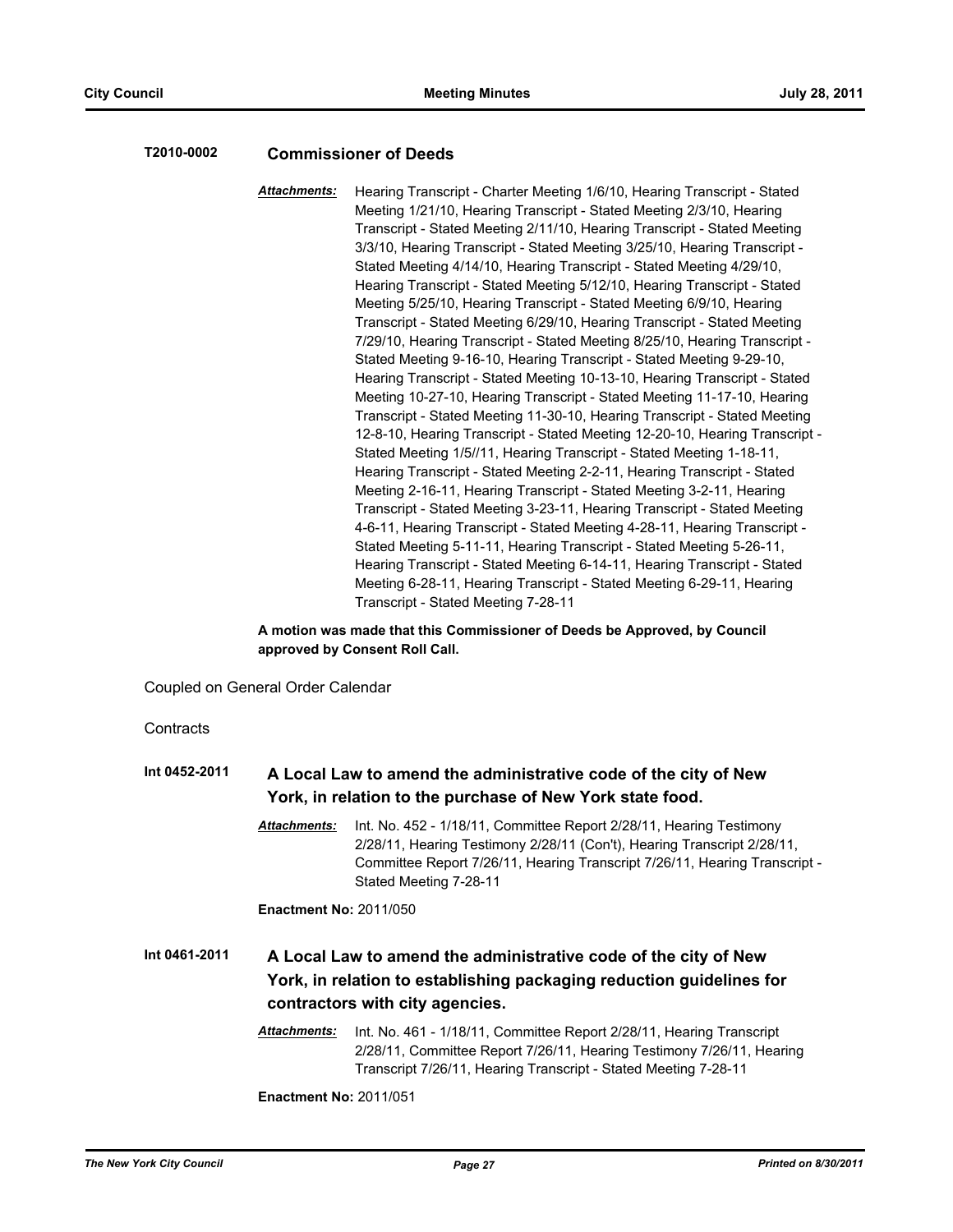**T2010-0002** **Commissioner of Deeds**

***Attachments:*** Hearing Transcript - Charter Meeting 1/6/10, Hearing Transcript - Stated Meeting 1/21/10, Hearing Transcript - Stated Meeting 2/3/10, Hearing Transcript - Stated Meeting 2/11/10, Hearing Transcript - Stated Meeting 3/3/10, Hearing Transcript - Stated Meeting 3/25/10, Hearing Transcript - Stated Meeting 4/14/10, Hearing Transcript - Stated Meeting 4/29/10, Hearing Transcript - Stated Meeting 5/12/10, Hearing Transcript - Stated Meeting 5/25/10, Hearing Transcript - Stated Meeting 6/9/10, Hearing Transcript - Stated Meeting 6/29/10, Hearing Transcript - Stated Meeting 7/29/10, Hearing Transcript - Stated Meeting 8/25/10, Hearing Transcript - Stated Meeting 9-16-10, Hearing Transcript - Stated Meeting 9-29-10, Hearing Transcript - Stated Meeting 10-13-10, Hearing Transcript - Stated Meeting 10-27-10, Hearing Transcript - Stated Meeting 11-17-10, Hearing Transcript - Stated Meeting 11-30-10, Hearing Transcript - Stated Meeting 12-8-10, Hearing Transcript - Stated Meeting 12-20-10, Hearing Transcript - Stated Meeting 1/5//11, Hearing Transcript - Stated Meeting 1-18-11, Hearing Transcript - Stated Meeting 2-2-11, Hearing Transcript - Stated Meeting 2-16-11, Hearing Transcript - Stated Meeting 3-2-11, Hearing Transcript - Stated Meeting 3-23-11, Hearing Transcript - Stated Meeting 4-6-11, Hearing Transcript - Stated Meeting 4-28-11, Hearing Transcript - Stated Meeting 5-11-11, Hearing Transcript - Stated Meeting 5-26-11, Hearing Transcript - Stated Meeting 6-14-11, Hearing Transcript - Stated Meeting 6-28-11, Hearing Transcript - Stated Meeting 6-29-11, Hearing Transcript - Stated Meeting 7-28-11

**A motion was made that this Commissioner of Deeds be Approved, by Council approved by Consent Roll Call.**

Coupled on General Order Calendar

Contracts

**Int 0452-2011** **A Local Law to amend the administrative code of the city of New York, in relation to the purchase of New York state food.**

***Attachments:*** Int. No. 452 - 1/18/11, Committee Report 2/28/11, Hearing Testimony 2/28/11, Hearing Testimony 2/28/11 (Con't), Hearing Transcript 2/28/11, Committee Report 7/26/11, Hearing Transcript 7/26/11, Hearing Transcript - Stated Meeting 7-28-11

**Enactment No:** 2011/050

**Int 0461-2011** **A Local Law to amend the administrative code of the city of New York, in relation to establishing packaging reduction guidelines for contractors with city agencies.**

***Attachments:*** Int. No. 461 - 1/18/11, Committee Report 2/28/11, Hearing Transcript 2/28/11, Committee Report 7/26/11, Hearing Testimony 7/26/11, Hearing Transcript 7/26/11, Hearing Transcript - Stated Meeting 7-28-11

**Enactment No:** 2011/051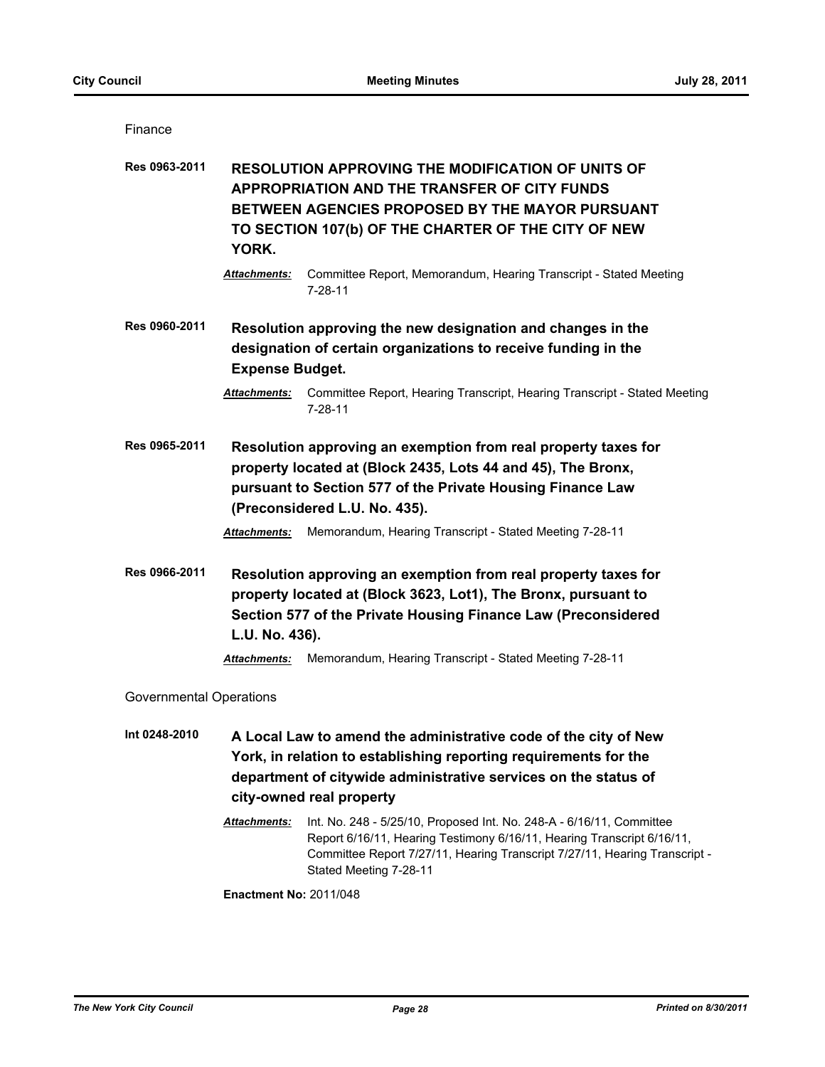Finance

**Res 0963-2011** **RESOLUTION APPROVING THE MODIFICATION OF UNITS OF APPROPRIATION AND THE TRANSFER OF CITY FUNDS BETWEEN AGENCIES PROPOSED BY THE MAYOR PURSUANT TO SECTION 107(b) OF THE CHARTER OF THE CITY OF NEW YORK.**

***Attachments:*** Committee Report, Memorandum, Hearing Transcript - Stated Meeting 7-28-11

**Res 0960-2011** **Resolution approving the new designation and changes in the designation of certain organizations to receive funding in the Expense Budget.**

***Attachments:*** Committee Report, Hearing Transcript, Hearing Transcript - Stated Meeting 7-28-11

**Res 0965-2011** **Resolution approving an exemption from real property taxes for property located at (Block 2435, Lots 44 and 45), The Bronx, pursuant to Section 577 of the Private Housing Finance Law (Preconsidered L.U. No. 435).**

***Attachments:*** Memorandum, Hearing Transcript - Stated Meeting 7-28-11

**Res 0966-2011** **Resolution approving an exemption from real property taxes for property located at (Block 3623, Lot1), The Bronx, pursuant to Section 577 of the Private Housing Finance Law (Preconsidered L.U. No. 436).**

***Attachments:*** Memorandum, Hearing Transcript - Stated Meeting 7-28-11

Governmental Operations

**Int 0248-2010** **A Local Law to amend the administrative code of the city of New York, in relation to establishing reporting requirements for the department of citywide administrative services on the status of city-owned real property**

***Attachments:*** Int. No. 248 - 5/25/10, Proposed Int. No. 248-A - 6/16/11, Committee Report 6/16/11, Hearing Testimony 6/16/11, Hearing Transcript 6/16/11, Committee Report 7/27/11, Hearing Transcript 7/27/11, Hearing Transcript - Stated Meeting 7-28-11

**Enactment No:** 2011/048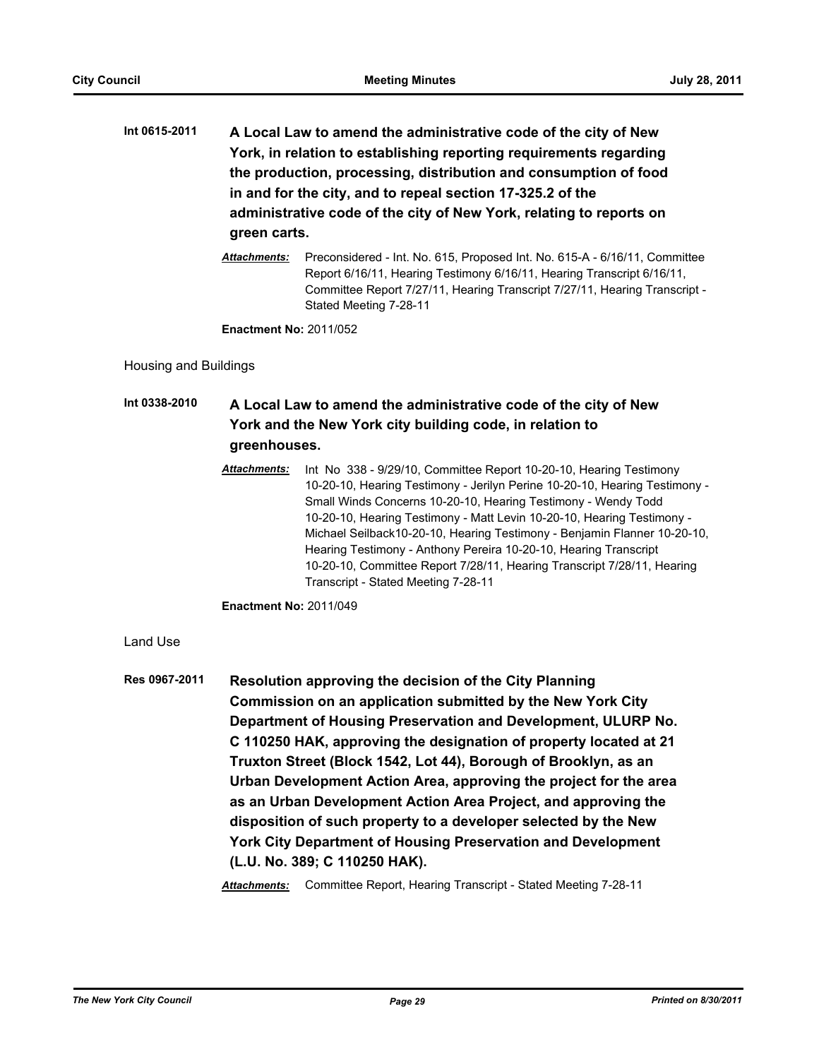**Int 0615-2011** **A Local Law to amend the administrative code of the city of New York, in relation to establishing reporting requirements regarding the production, processing, distribution and consumption of food in and for the city, and to repeal section 17-325.2 of the administrative code of the city of New York, relating to reports on green carts.**

***Attachments:*** Preconsidered - Int. No. 615, Proposed Int. No. 615-A - 6/16/11, Committee Report 6/16/11, Hearing Testimony 6/16/11, Hearing Transcript 6/16/11, Committee Report 7/27/11, Hearing Transcript 7/27/11, Hearing Transcript - Stated Meeting 7-28-11

**Enactment No:** 2011/052

Housing and Buildings

**Int 0338-2010** **A Local Law to amend the administrative code of the city of New York and the New York city building code, in relation to greenhouses.**

***Attachments:*** Int No 338 - 9/29/10, Committee Report 10-20-10, Hearing Testimony 10-20-10, Hearing Testimony - Jerilyn Perine 10-20-10, Hearing Testimony - Small Winds Concerns 10-20-10, Hearing Testimony - Wendy Todd 10-20-10, Hearing Testimony - Matt Levin 10-20-10, Hearing Testimony - Michael Seilback10-20-10, Hearing Testimony - Benjamin Flanner 10-20-10, Hearing Testimony - Anthony Pereira 10-20-10, Hearing Transcript 10-20-10, Committee Report 7/28/11, Hearing Transcript 7/28/11, Hearing Transcript - Stated Meeting 7-28-11

**Enactment No:** 2011/049

Land Use

**Res 0967-2011** **Resolution approving the decision of the City Planning Commission on an application submitted by the New York City Department of Housing Preservation and Development, ULURP No. C 110250 HAK, approving the designation of property located at 21 Truxton Street (Block 1542, Lot 44), Borough of Brooklyn, as an Urban Development Action Area, approving the project for the area as an Urban Development Action Area Project, and approving the disposition of such property to a developer selected by the New York City Department of Housing Preservation and Development (L.U. No. 389; C 110250 HAK).**

***Attachments:*** Committee Report, Hearing Transcript - Stated Meeting 7-28-11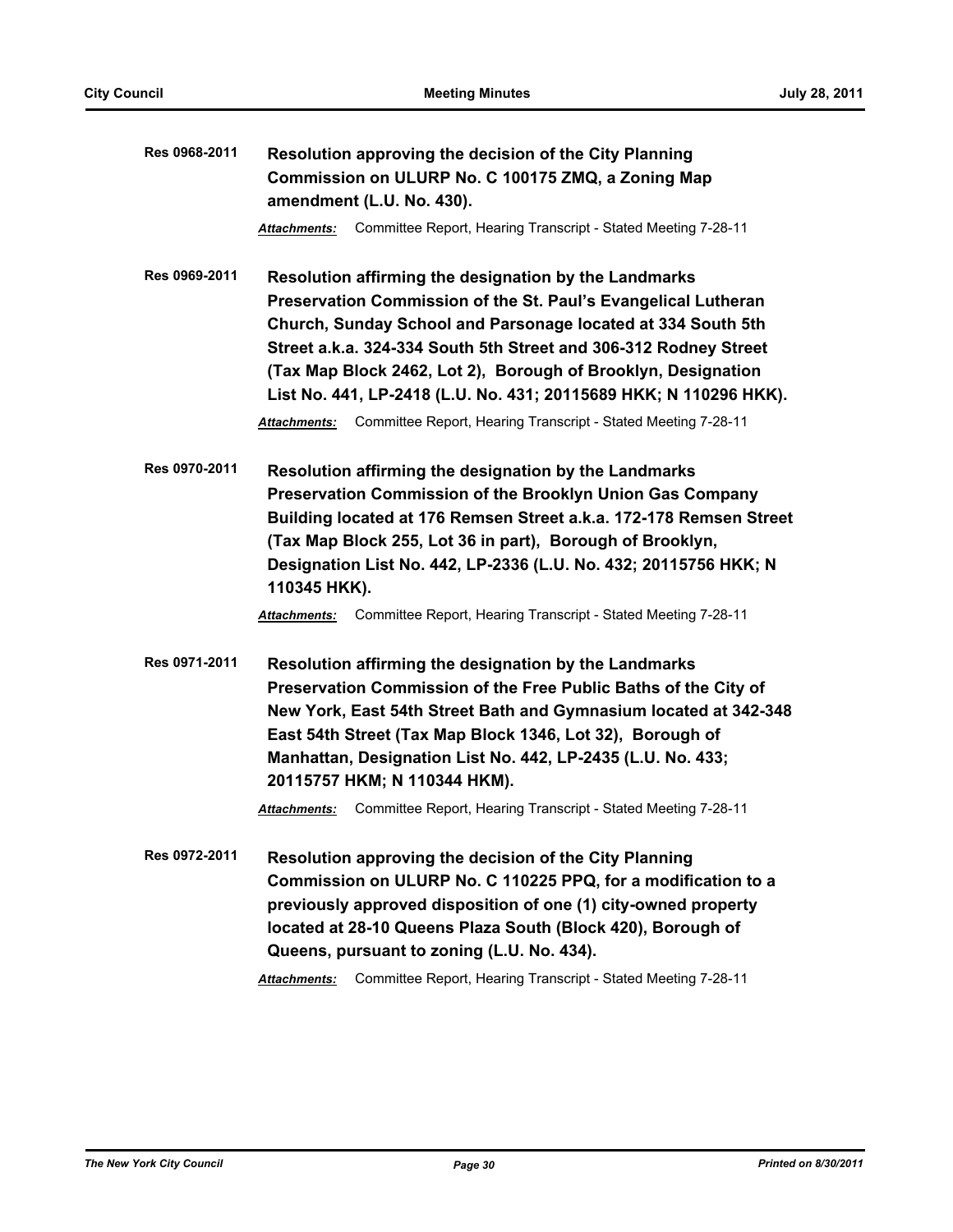**Res 0968-2011** **Resolution approving the decision of the City Planning Commission on ULURP No. C 100175 ZMQ, a Zoning Map amendment (L.U. No. 430).**

***Attachments:*** Committee Report, Hearing Transcript - Stated Meeting 7-28-11

**Res 0969-2011** **Resolution affirming the designation by the Landmarks Preservation Commission of the St. Paul's Evangelical Lutheran Church, Sunday School and Parsonage located at 334 South 5th Street a.k.a. 324-334 South 5th Street and 306-312 Rodney Street (Tax Map Block 2462, Lot 2), Borough of Brooklyn, Designation List No. 441, LP-2418 (L.U. No. 431; 20115689 HKK; N 110296 HKK).**

***Attachments:*** Committee Report, Hearing Transcript - Stated Meeting 7-28-11

**Res 0970-2011** **Resolution affirming the designation by the Landmarks Preservation Commission of the Brooklyn Union Gas Company Building located at 176 Remsen Street a.k.a. 172-178 Remsen Street (Tax Map Block 255, Lot 36 in part), Borough of Brooklyn, Designation List No. 442, LP-2336 (L.U. No. 432; 20115756 HKK; N 110345 HKK).**

***Attachments:*** Committee Report, Hearing Transcript - Stated Meeting 7-28-11

**Res 0971-2011** **Resolution affirming the designation by the Landmarks Preservation Commission of the Free Public Baths of the City of New York, East 54th Street Bath and Gymnasium located at 342-348 East 54th Street (Tax Map Block 1346, Lot 32), Borough of Manhattan, Designation List No. 442, LP-2435 (L.U. No. 433; 20115757 HKM; N 110344 HKM).**

***Attachments:*** Committee Report, Hearing Transcript - Stated Meeting 7-28-11

**Res 0972-2011** **Resolution approving the decision of the City Planning Commission on ULURP No. C 110225 PPQ, for a modification to a previously approved disposition of one (1) city-owned property located at 28-10 Queens Plaza South (Block 420), Borough of Queens, pursuant to zoning (L.U. No. 434).**

***Attachments:*** Committee Report, Hearing Transcript - Stated Meeting 7-28-11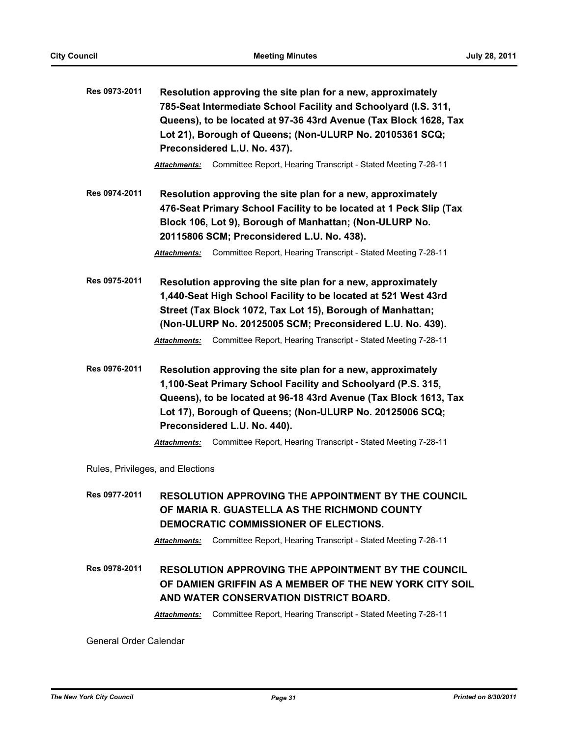**Res 0973-2011** **Resolution approving the site plan for a new, approximately 785-Seat Intermediate School Facility and Schoolyard (I.S. 311, Queens), to be located at 97-36 43rd Avenue (Tax Block 1628, Tax Lot 21), Borough of Queens; (Non-ULURP No. 20105361 SCQ; Preconsidered L.U. No. 437).**

***Attachments:*** Committee Report, Hearing Transcript - Stated Meeting 7-28-11

**Res 0974-2011** **Resolution approving the site plan for a new, approximately 476-Seat Primary School Facility to be located at 1 Peck Slip (Tax Block 106, Lot 9), Borough of Manhattan; (Non-ULURP No. 20115806 SCM; Preconsidered L.U. No. 438).**

***Attachments:*** Committee Report, Hearing Transcript - Stated Meeting 7-28-11

**Res 0975-2011** **Resolution approving the site plan for a new, approximately 1,440-Seat High School Facility to be located at 521 West 43rd Street (Tax Block 1072, Tax Lot 15), Borough of Manhattan; (Non-ULURP No. 20125005 SCM; Preconsidered L.U. No. 439).**

***Attachments:*** Committee Report, Hearing Transcript - Stated Meeting 7-28-11

**Res 0976-2011** **Resolution approving the site plan for a new, approximately 1,100-Seat Primary School Facility and Schoolyard (P.S. 315, Queens), to be located at 96-18 43rd Avenue (Tax Block 1613, Tax Lot 17), Borough of Queens; (Non-ULURP No. 20125006 SCQ; Preconsidered L.U. No. 440).**

***Attachments:*** Committee Report, Hearing Transcript - Stated Meeting 7-28-11

Rules, Privileges, and Elections

**Res 0977-2011** **RESOLUTION APPROVING THE APPOINTMENT BY THE COUNCIL OF MARIA R. GUASTELLA AS THE RICHMOND COUNTY DEMOCRATIC COMMISSIONER OF ELECTIONS.**

***Attachments:*** Committee Report, Hearing Transcript - Stated Meeting 7-28-11

**Res 0978-2011** **RESOLUTION APPROVING THE APPOINTMENT BY THE COUNCIL OF DAMIEN GRIFFIN AS A MEMBER OF THE NEW YORK CITY SOIL AND WATER CONSERVATION DISTRICT BOARD.**

***Attachments:*** Committee Report, Hearing Transcript - Stated Meeting 7-28-11

General Order Calendar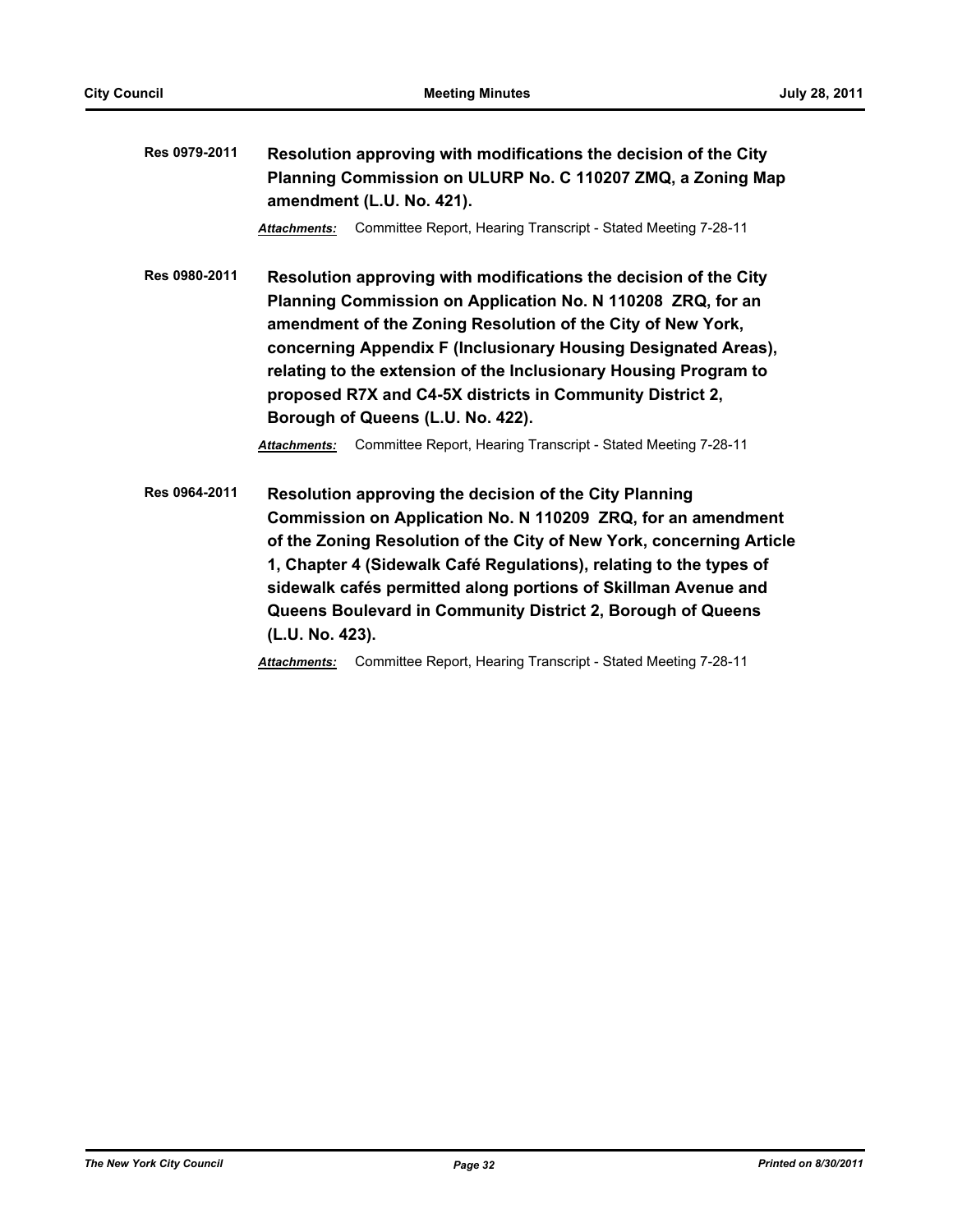**Res 0979-2011** **Resolution approving with modifications the decision of the City Planning Commission on ULURP No. C 110207 ZMQ, a Zoning Map amendment (L.U. No. 421).**

***Attachments:*** Committee Report, Hearing Transcript - Stated Meeting 7-28-11

**Res 0980-2011** **Resolution approving with modifications the decision of the City Planning Commission on Application No. N 110208 ZRQ, for an amendment of the Zoning Resolution of the City of New York, concerning Appendix F (Inclusionary Housing Designated Areas), relating to the extension of the Inclusionary Housing Program to proposed R7X and C4-5X districts in Community District 2, Borough of Queens (L.U. No. 422).**

***Attachments:*** Committee Report, Hearing Transcript - Stated Meeting 7-28-11

**Res 0964-2011** **Resolution approving the decision of the City Planning Commission on Application No. N 110209 ZRQ, for an amendment of the Zoning Resolution of the City of New York, concerning Article 1, Chapter 4 (Sidewalk Café Regulations), relating to the types of sidewalk cafés permitted along portions of Skillman Avenue and Queens Boulevard in Community District 2, Borough of Queens (L.U. No. 423).**

***Attachments:*** Committee Report, Hearing Transcript - Stated Meeting 7-28-11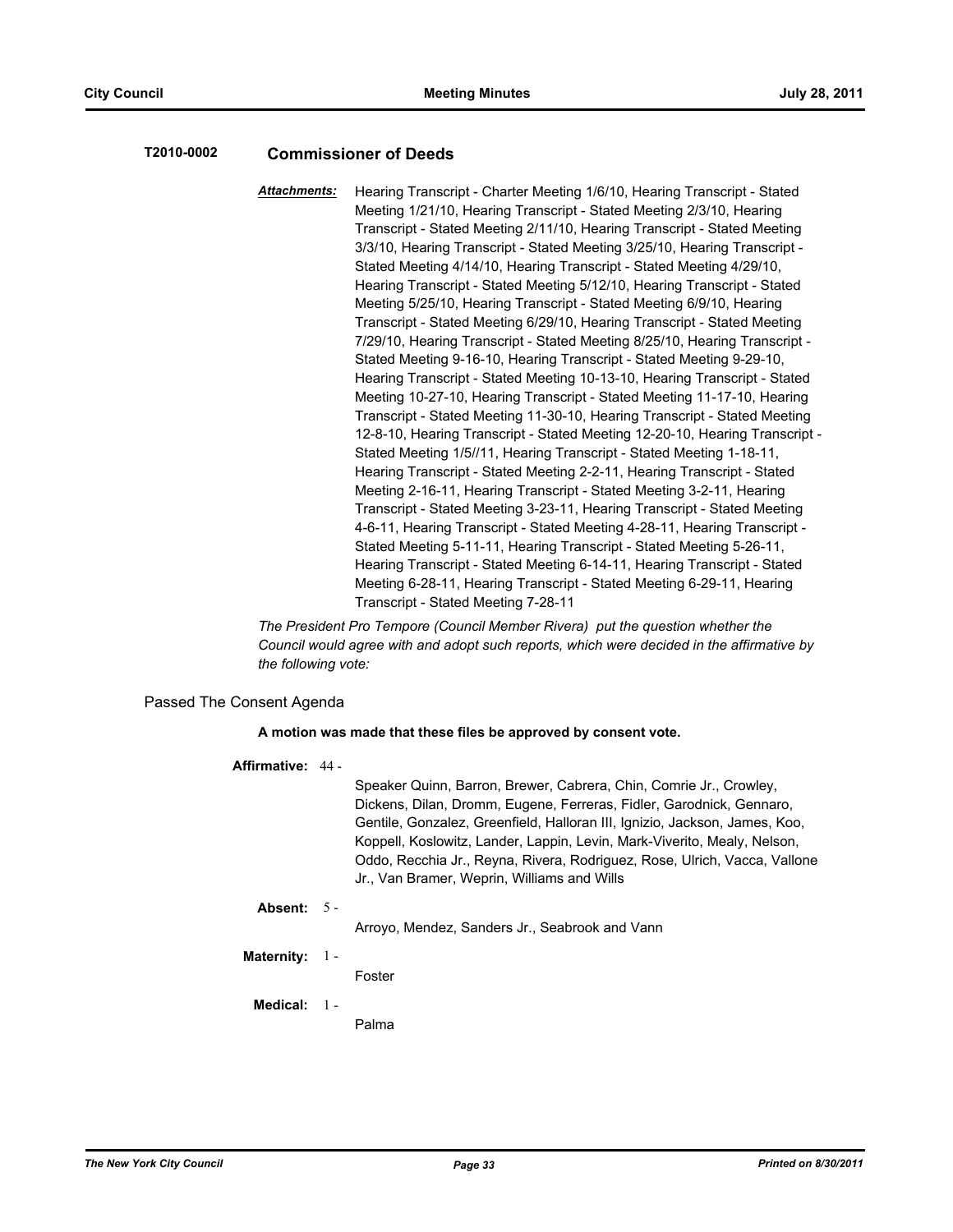**T2010-0002** **Commissioner of Deeds**

***Attachments:*** Hearing Transcript - Charter Meeting 1/6/10, Hearing Transcript - Stated Meeting 1/21/10, Hearing Transcript - Stated Meeting 2/3/10, Hearing Transcript - Stated Meeting 2/11/10, Hearing Transcript - Stated Meeting 3/3/10, Hearing Transcript - Stated Meeting 3/25/10, Hearing Transcript - Stated Meeting 4/14/10, Hearing Transcript - Stated Meeting 4/29/10, Hearing Transcript - Stated Meeting 5/12/10, Hearing Transcript - Stated Meeting 5/25/10, Hearing Transcript - Stated Meeting 6/9/10, Hearing Transcript - Stated Meeting 6/29/10, Hearing Transcript - Stated Meeting 7/29/10, Hearing Transcript - Stated Meeting 8/25/10, Hearing Transcript - Stated Meeting 9-16-10, Hearing Transcript - Stated Meeting 9-29-10, Hearing Transcript - Stated Meeting 10-13-10, Hearing Transcript - Stated Meeting 10-27-10, Hearing Transcript - Stated Meeting 11-17-10, Hearing Transcript - Stated Meeting 11-30-10, Hearing Transcript - Stated Meeting 12-8-10, Hearing Transcript - Stated Meeting 12-20-10, Hearing Transcript - Stated Meeting 1/5//11, Hearing Transcript - Stated Meeting 1-18-11, Hearing Transcript - Stated Meeting 2-2-11, Hearing Transcript - Stated Meeting 2-16-11, Hearing Transcript - Stated Meeting 3-2-11, Hearing Transcript - Stated Meeting 3-23-11, Hearing Transcript - Stated Meeting 4-6-11, Hearing Transcript - Stated Meeting 4-28-11, Hearing Transcript - Stated Meeting 5-11-11, Hearing Transcript - Stated Meeting 5-26-11, Hearing Transcript - Stated Meeting 6-14-11, Hearing Transcript - Stated Meeting 6-28-11, Hearing Transcript - Stated Meeting 6-29-11, Hearing Transcript - Stated Meeting 7-28-11

*The President Pro Tempore (Council Member Rivera) put the question whether the Council would agree with and adopt such reports, which were decided in the affirmative by the following vote:*

Passed The Consent Agenda

**A motion was made that these files be approved by consent vote.**

**Affirmative:** 44 - Speaker Quinn, Barron, Brewer, Cabrera, Chin, Comrie Jr., Crowley, Dickens, Dilan, Dromm, Eugene, Ferreras, Fidler, Garodnick, Gennaro, Gentile, Gonzalez, Greenfield, Halloran III, Ignizio, Jackson, James, Koo, Koppell, Koslowitz, Lander, Lappin, Levin, Mark-Viverito, Mealy, Nelson, Oddo, Recchia Jr., Reyna, Rivera, Rodriguez, Rose, Ulrich, Vacca, Vallone Jr., Van Bramer, Weprin, Williams and Wills

**Absent:** 5 - Arroyo, Mendez, Sanders Jr., Seabrook and Vann

**Maternity:** 1 - Foster

**Medical:** 1 - Palma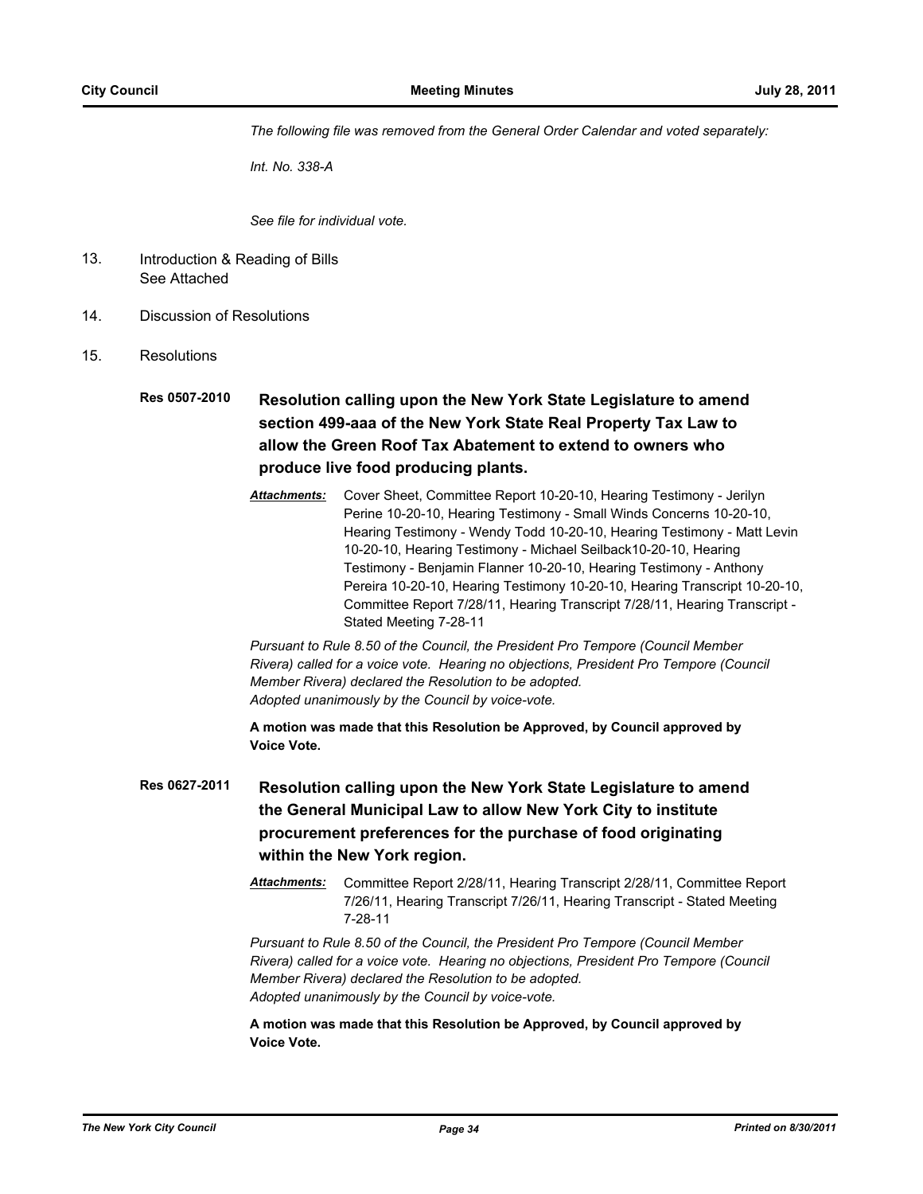*The following file was removed from the General Order Calendar and voted separately:*

*Int. No. 338-A*

*See file for individual vote.*

13. Introduction & Reading of Bills
See Attached

14. Discussion of Resolutions

15. Resolutions

**Res 0507-2010** **Resolution calling upon the New York State Legislature to amend section 499-aaa of the New York State Real Property Tax Law to allow the Green Roof Tax Abatement to extend to owners who produce live food producing plants.**

***Attachments:*** Cover Sheet, Committee Report 10-20-10, Hearing Testimony - Jerilyn Perine 10-20-10, Hearing Testimony - Small Winds Concerns 10-20-10, Hearing Testimony - Wendy Todd 10-20-10, Hearing Testimony - Matt Levin 10-20-10, Hearing Testimony - Michael Seilback10-20-10, Hearing Testimony - Benjamin Flanner 10-20-10, Hearing Testimony - Anthony Pereira 10-20-10, Hearing Testimony 10-20-10, Hearing Transcript 10-20-10, Committee Report 7/28/11, Hearing Transcript 7/28/11, Hearing Transcript - Stated Meeting 7-28-11

*Pursuant to Rule 8.50 of the Council, the President Pro Tempore (Council Member Rivera) called for a voice vote. Hearing no objections, President Pro Tempore (Council Member Rivera) declared the Resolution to be adopted.*
*Adopted unanimously by the Council by voice-vote.*

**A motion was made that this Resolution be Approved, by Council approved by Voice Vote.**

**Res 0627-2011** **Resolution calling upon the New York State Legislature to amend the General Municipal Law to allow New York City to institute procurement preferences for the purchase of food originating within the New York region.**

***Attachments:*** Committee Report 2/28/11, Hearing Transcript 2/28/11, Committee Report 7/26/11, Hearing Transcript 7/26/11, Hearing Transcript - Stated Meeting 7-28-11

*Pursuant to Rule 8.50 of the Council, the President Pro Tempore (Council Member Rivera) called for a voice vote. Hearing no objections, President Pro Tempore (Council Member Rivera) declared the Resolution to be adopted.*
*Adopted unanimously by the Council by voice-vote.*

**A motion was made that this Resolution be Approved, by Council approved by Voice Vote.**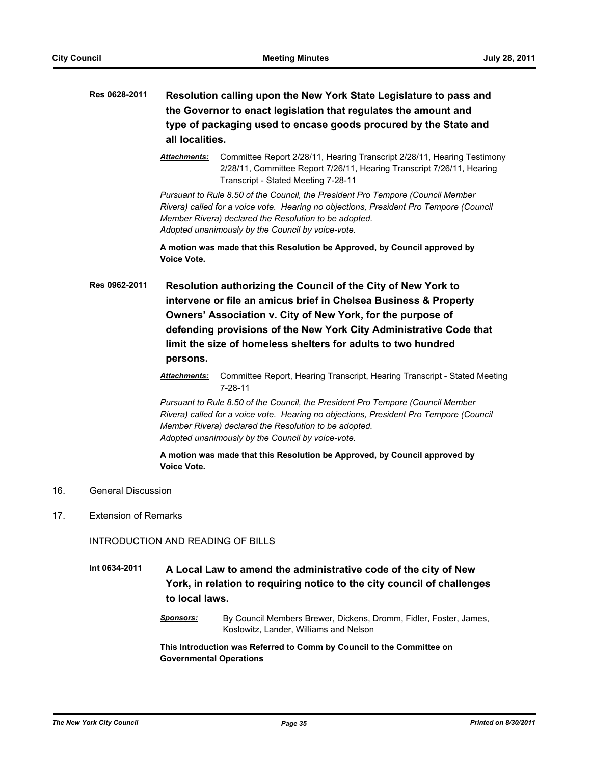**Res 0628-2011** **Resolution calling upon the New York State Legislature to pass and the Governor to enact legislation that regulates the amount and type of packaging used to encase goods procured by the State and all localities.**

***Attachments:*** Committee Report 2/28/11, Hearing Transcript 2/28/11, Hearing Testimony 2/28/11, Committee Report 7/26/11, Hearing Transcript 7/26/11, Hearing Transcript - Stated Meeting 7-28-11

*Pursuant to Rule 8.50 of the Council, the President Pro Tempore (Council Member Rivera) called for a voice vote. Hearing no objections, President Pro Tempore (Council Member Rivera) declared the Resolution to be adopted.*
*Adopted unanimously by the Council by voice-vote.*

**A motion was made that this Resolution be Approved, by Council approved by Voice Vote.**

**Res 0962-2011** **Resolution authorizing the Council of the City of New York to intervene or file an amicus brief in Chelsea Business & Property Owners' Association v. City of New York, for the purpose of defending provisions of the New York City Administrative Code that limit the size of homeless shelters for adults to two hundred persons.**

***Attachments:*** Committee Report, Hearing Transcript, Hearing Transcript - Stated Meeting 7-28-11

*Pursuant to Rule 8.50 of the Council, the President Pro Tempore (Council Member Rivera) called for a voice vote. Hearing no objections, President Pro Tempore (Council Member Rivera) declared the Resolution to be adopted.*
*Adopted unanimously by the Council by voice-vote.*

**A motion was made that this Resolution be Approved, by Council approved by Voice Vote.**

16. General Discussion

17. Extension of Remarks

INTRODUCTION AND READING OF BILLS

**Int 0634-2011** **A Local Law to amend the administrative code of the city of New York, in relation to requiring notice to the city council of challenges to local laws.**

***Sponsors:*** By Council Members Brewer, Dickens, Dromm, Fidler, Foster, James, Koslowitz, Lander, Williams and Nelson

**This Introduction was Referred to Comm by Council to the Committee on Governmental Operations**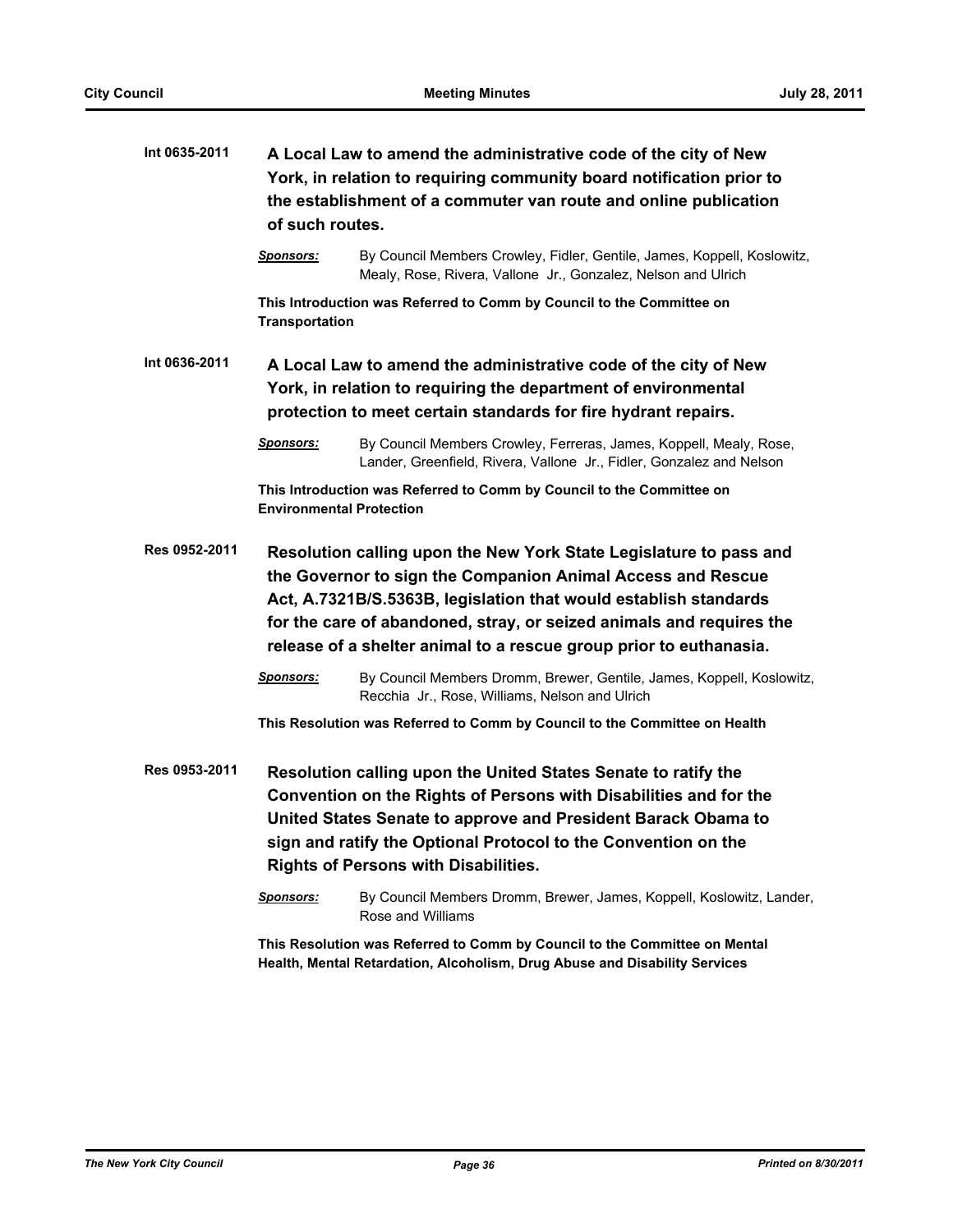**Int 0635-2011** **A Local Law to amend the administrative code of the city of New York, in relation to requiring community board notification prior to the establishment of a commuter van route and online publication of such routes.**

***Sponsors:*** By Council Members Crowley, Fidler, Gentile, James, Koppell, Koslowitz, Mealy, Rose, Rivera, Vallone Jr., Gonzalez, Nelson and Ulrich

**This Introduction was Referred to Comm by Council to the Committee on Transportation**

**Int 0636-2011** **A Local Law to amend the administrative code of the city of New York, in relation to requiring the department of environmental protection to meet certain standards for fire hydrant repairs.**

***Sponsors:*** By Council Members Crowley, Ferreras, James, Koppell, Mealy, Rose, Lander, Greenfield, Rivera, Vallone Jr., Fidler, Gonzalez and Nelson

**This Introduction was Referred to Comm by Council to the Committee on Environmental Protection**

**Res 0952-2011** **Resolution calling upon the New York State Legislature to pass and the Governor to sign the Companion Animal Access and Rescue Act, A.7321B/S.5363B, legislation that would establish standards for the care of abandoned, stray, or seized animals and requires the release of a shelter animal to a rescue group prior to euthanasia.**

***Sponsors:*** By Council Members Dromm, Brewer, Gentile, James, Koppell, Koslowitz, Recchia Jr., Rose, Williams, Nelson and Ulrich

**This Resolution was Referred to Comm by Council to the Committee on Health**

**Res 0953-2011** **Resolution calling upon the United States Senate to ratify the Convention on the Rights of Persons with Disabilities and for the United States Senate to approve and President Barack Obama to sign and ratify the Optional Protocol to the Convention on the Rights of Persons with Disabilities.**

***Sponsors:*** By Council Members Dromm, Brewer, James, Koppell, Koslowitz, Lander, Rose and Williams

**This Resolution was Referred to Comm by Council to the Committee on Mental Health, Mental Retardation, Alcoholism, Drug Abuse and Disability Services**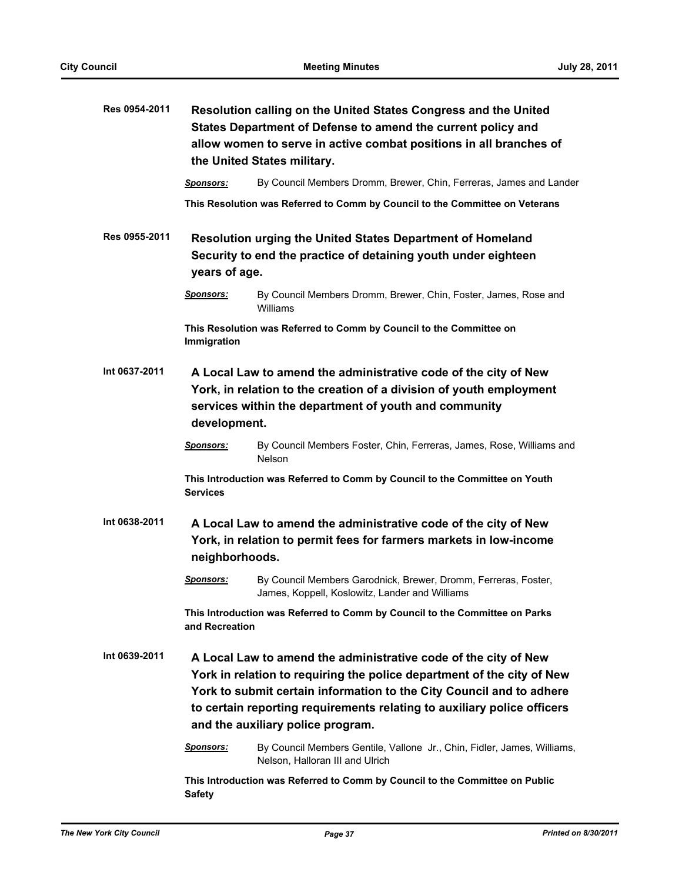**Res 0954-2011** **Resolution calling on the United States Congress and the United States Department of Defense to amend the current policy and allow women to serve in active combat positions in all branches of the United States military.**

***Sponsors:*** By Council Members Dromm, Brewer, Chin, Ferreras, James and Lander

**This Resolution was Referred to Comm by Council to the Committee on Veterans**

**Res 0955-2011** **Resolution urging the United States Department of Homeland Security to end the practice of detaining youth under eighteen years of age.**

***Sponsors:*** By Council Members Dromm, Brewer, Chin, Foster, James, Rose and Williams

**This Resolution was Referred to Comm by Council to the Committee on Immigration**

**Int 0637-2011** **A Local Law to amend the administrative code of the city of New York, in relation to the creation of a division of youth employment services within the department of youth and community development.**

***Sponsors:*** By Council Members Foster, Chin, Ferreras, James, Rose, Williams and Nelson

**This Introduction was Referred to Comm by Council to the Committee on Youth Services**

**Int 0638-2011** **A Local Law to amend the administrative code of the city of New York, in relation to permit fees for farmers markets in low-income neighborhoods.**

***Sponsors:*** By Council Members Garodnick, Brewer, Dromm, Ferreras, Foster, James, Koppell, Koslowitz, Lander and Williams

**This Introduction was Referred to Comm by Council to the Committee on Parks and Recreation**

**Int 0639-2011** **A Local Law to amend the administrative code of the city of New York in relation to requiring the police department of the city of New York to submit certain information to the City Council and to adhere to certain reporting requirements relating to auxiliary police officers and the auxiliary police program.**

***Sponsors:*** By Council Members Gentile, Vallone Jr., Chin, Fidler, James, Williams, Nelson, Halloran III and Ulrich

**This Introduction was Referred to Comm by Council to the Committee on Public Safety**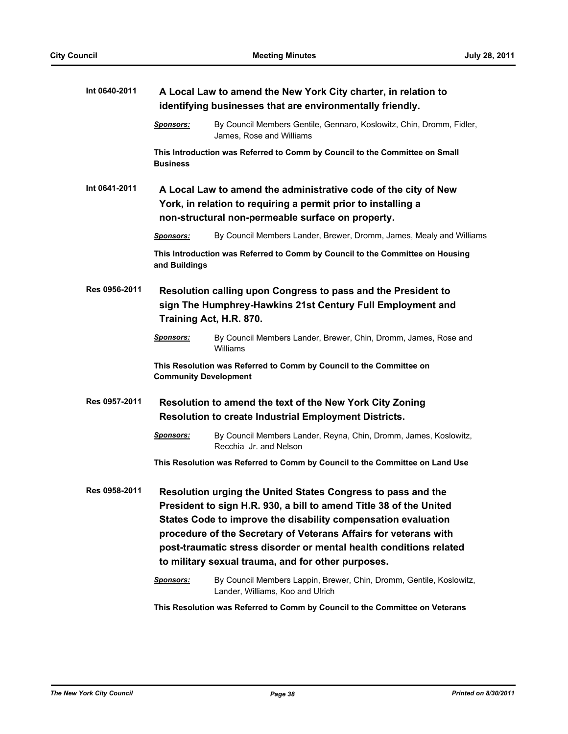**Int 0640-2011** **A Local Law to amend the New York City charter, in relation to identifying businesses that are environmentally friendly.**

***Sponsors:*** By Council Members Gentile, Gennaro, Koslowitz, Chin, Dromm, Fidler, James, Rose and Williams

**This Introduction was Referred to Comm by Council to the Committee on Small Business**

**Int 0641-2011** **A Local Law to amend the administrative code of the city of New York, in relation to requiring a permit prior to installing a non-structural non-permeable surface on property.**

***Sponsors:*** By Council Members Lander, Brewer, Dromm, James, Mealy and Williams

**This Introduction was Referred to Comm by Council to the Committee on Housing and Buildings**

**Res 0956-2011** **Resolution calling upon Congress to pass and the President to sign The Humphrey-Hawkins 21st Century Full Employment and Training Act, H.R. 870.**

***Sponsors:*** By Council Members Lander, Brewer, Chin, Dromm, James, Rose and Williams

**This Resolution was Referred to Comm by Council to the Committee on Community Development**

**Res 0957-2011** **Resolution to amend the text of the New York City Zoning Resolution to create Industrial Employment Districts.**

***Sponsors:*** By Council Members Lander, Reyna, Chin, Dromm, James, Koslowitz, Recchia Jr. and Nelson

**This Resolution was Referred to Comm by Council to the Committee on Land Use**

**Res 0958-2011** **Resolution urging the United States Congress to pass and the President to sign H.R. 930, a bill to amend Title 38 of the United States Code to improve the disability compensation evaluation procedure of the Secretary of Veterans Affairs for veterans with post-traumatic stress disorder or mental health conditions related to military sexual trauma, and for other purposes.**

***Sponsors:*** By Council Members Lappin, Brewer, Chin, Dromm, Gentile, Koslowitz, Lander, Williams, Koo and Ulrich

**This Resolution was Referred to Comm by Council to the Committee on Veterans**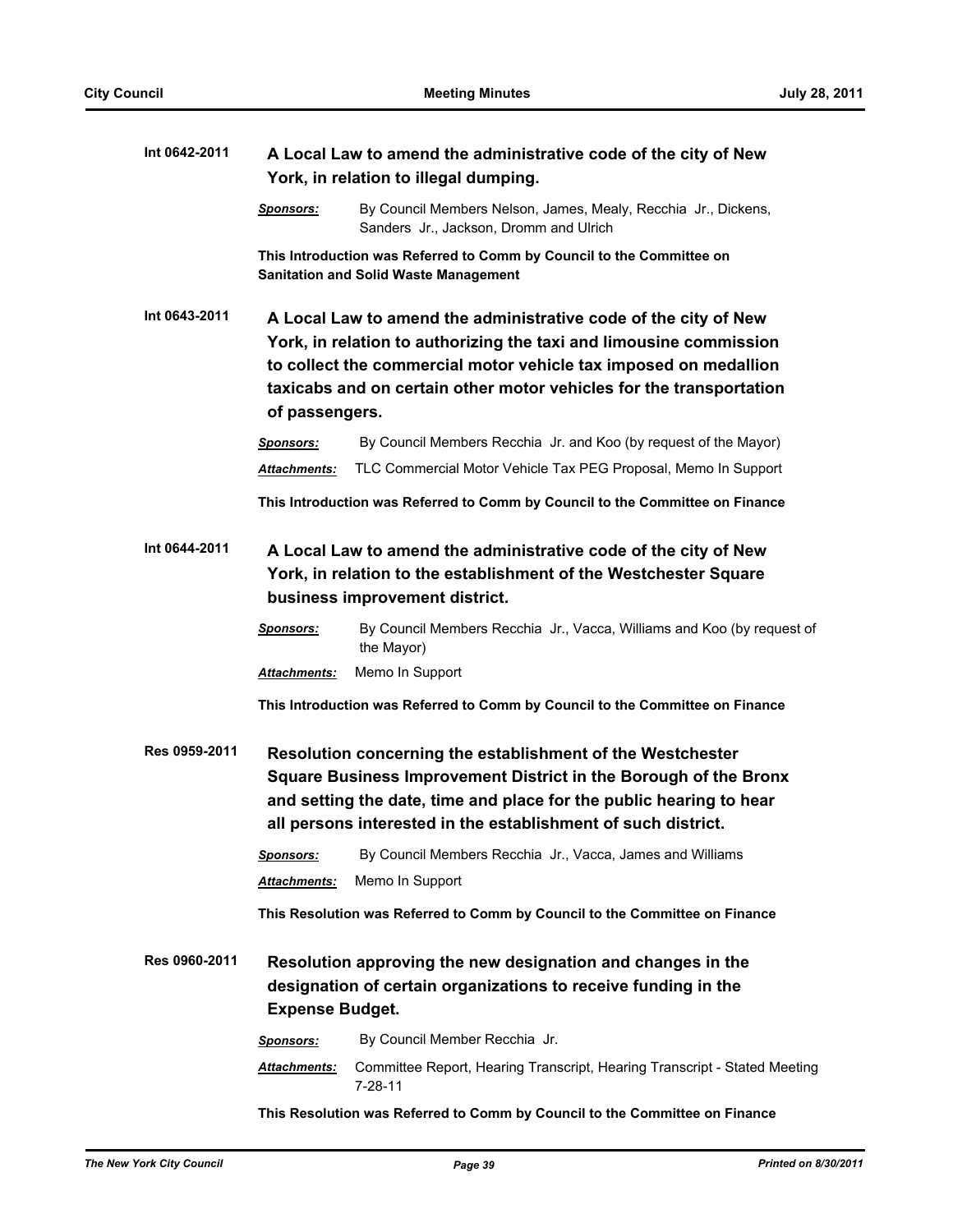**Int 0642-2011** **A Local Law to amend the administrative code of the city of New York, in relation to illegal dumping.**

***Sponsors:*** By Council Members Nelson, James, Mealy, Recchia Jr., Dickens, Sanders Jr., Jackson, Dromm and Ulrich

**This Introduction was Referred to Comm by Council to the Committee on Sanitation and Solid Waste Management**

**Int 0643-2011** **A Local Law to amend the administrative code of the city of New York, in relation to authorizing the taxi and limousine commission to collect the commercial motor vehicle tax imposed on medallion taxicabs and on certain other motor vehicles for the transportation of passengers.**

***Sponsors:*** By Council Members Recchia Jr. and Koo (by request of the Mayor)

***Attachments:*** TLC Commercial Motor Vehicle Tax PEG Proposal, Memo In Support

**This Introduction was Referred to Comm by Council to the Committee on Finance**

**Int 0644-2011** **A Local Law to amend the administrative code of the city of New York, in relation to the establishment of the Westchester Square business improvement district.**

***Sponsors:*** By Council Members Recchia Jr., Vacca, Williams and Koo (by request of the Mayor)

***Attachments:*** Memo In Support

**This Introduction was Referred to Comm by Council to the Committee on Finance**

**Res 0959-2011** **Resolution concerning the establishment of the Westchester Square Business Improvement District in the Borough of the Bronx and setting the date, time and place for the public hearing to hear all persons interested in the establishment of such district.**

***Sponsors:*** By Council Members Recchia Jr., Vacca, James and Williams

***Attachments:*** Memo In Support

**This Resolution was Referred to Comm by Council to the Committee on Finance**

**Res 0960-2011** **Resolution approving the new designation and changes in the designation of certain organizations to receive funding in the Expense Budget.**

***Sponsors:*** By Council Member Recchia Jr.

***Attachments:*** Committee Report, Hearing Transcript, Hearing Transcript - Stated Meeting 7-28-11

**This Resolution was Referred to Comm by Council to the Committee on Finance**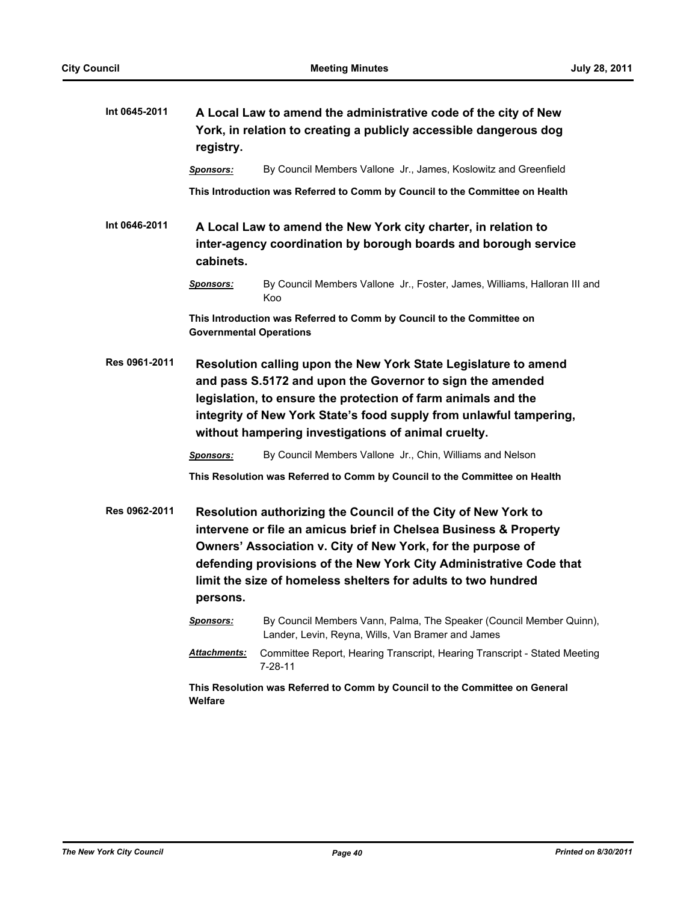**Int 0645-2011** **A Local Law to amend the administrative code of the city of New York, in relation to creating a publicly accessible dangerous dog registry.**

***Sponsors:*** By Council Members Vallone Jr., James, Koslowitz and Greenfield

**This Introduction was Referred to Comm by Council to the Committee on Health**

**Int 0646-2011** **A Local Law to amend the New York city charter, in relation to inter-agency coordination by borough boards and borough service cabinets.**

***Sponsors:*** By Council Members Vallone Jr., Foster, James, Williams, Halloran III and Koo

**This Introduction was Referred to Comm by Council to the Committee on Governmental Operations**

**Res 0961-2011** **Resolution calling upon the New York State Legislature to amend and pass S.5172 and upon the Governor to sign the amended legislation, to ensure the protection of farm animals and the integrity of New York State's food supply from unlawful tampering, without hampering investigations of animal cruelty.**

***Sponsors:*** By Council Members Vallone Jr., Chin, Williams and Nelson

**This Resolution was Referred to Comm by Council to the Committee on Health**

**Res 0962-2011** **Resolution authorizing the Council of the City of New York to intervene or file an amicus brief in Chelsea Business & Property Owners' Association v. City of New York, for the purpose of defending provisions of the New York City Administrative Code that limit the size of homeless shelters for adults to two hundred persons.**

***Sponsors:*** By Council Members Vann, Palma, The Speaker (Council Member Quinn), Lander, Levin, Reyna, Wills, Van Bramer and James

***Attachments:*** Committee Report, Hearing Transcript, Hearing Transcript - Stated Meeting 7-28-11

**This Resolution was Referred to Comm by Council to the Committee on General Welfare**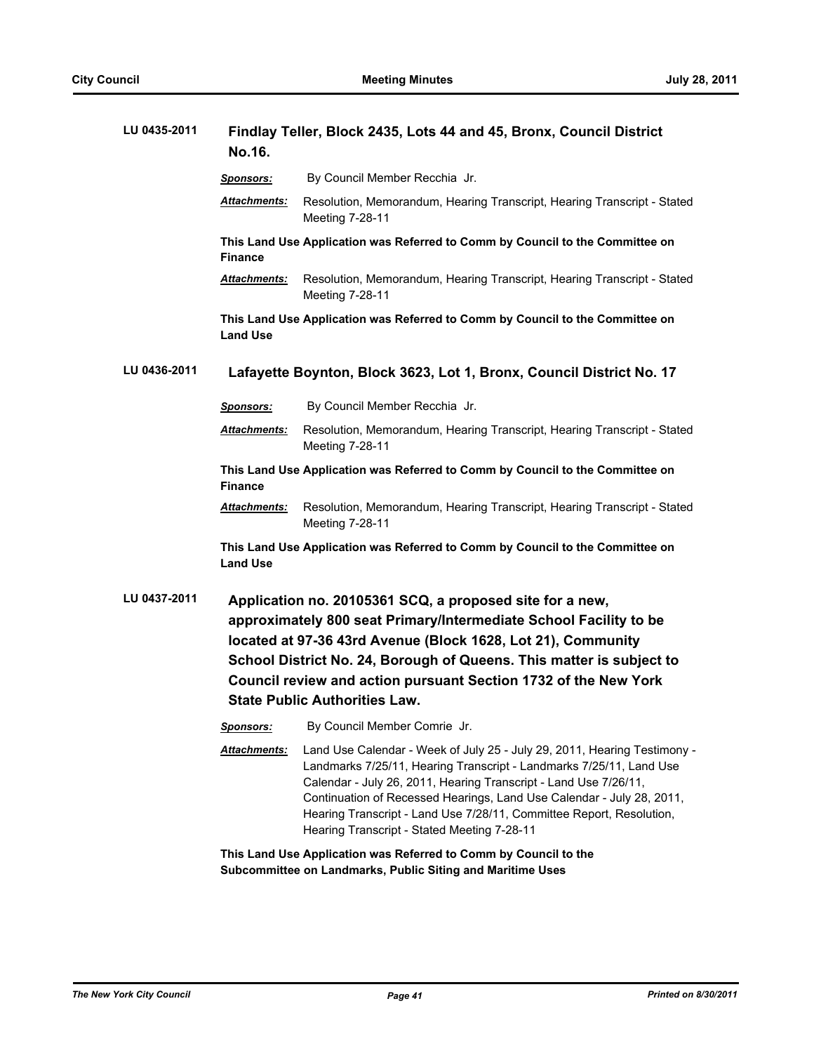## LU 0435-2011 Findlay Teller, Block 2435, Lots 44 and 45, Bronx, Council District No.16.

***Sponsors:*** By Council Member Recchia Jr.

***Attachments:*** Resolution, Memorandum, Hearing Transcript, Hearing Transcript - Stated Meeting 7-28-11

**This Land Use Application was Referred to Comm by Council to the Committee on Finance**

***Attachments:*** Resolution, Memorandum, Hearing Transcript, Hearing Transcript - Stated Meeting 7-28-11

**This Land Use Application was Referred to Comm by Council to the Committee on Land Use**

## LU 0436-2011 Lafayette Boynton, Block 3623, Lot 1, Bronx, Council District No. 17

***Sponsors:*** By Council Member Recchia Jr.

***Attachments:*** Resolution, Memorandum, Hearing Transcript, Hearing Transcript - Stated Meeting 7-28-11

**This Land Use Application was Referred to Comm by Council to the Committee on Finance**

***Attachments:*** Resolution, Memorandum, Hearing Transcript, Hearing Transcript - Stated Meeting 7-28-11

**This Land Use Application was Referred to Comm by Council to the Committee on Land Use**

## LU 0437-2011 Application no. 20105361 SCQ, a proposed site for a new, approximately 800 seat Primary/Intermediate School Facility to be located at 97-36 43rd Avenue (Block 1628, Lot 21), Community School District No. 24, Borough of Queens. This matter is subject to Council review and action pursuant Section 1732 of the New York State Public Authorities Law.

***Sponsors:*** By Council Member Comrie Jr.

***Attachments:*** Land Use Calendar - Week of July 25 - July 29, 2011, Hearing Testimony - Landmarks 7/25/11, Hearing Transcript - Landmarks 7/25/11, Land Use Calendar - July 26, 2011, Hearing Transcript - Land Use 7/26/11, Continuation of Recessed Hearings, Land Use Calendar - July 28, 2011, Hearing Transcript - Land Use 7/28/11, Committee Report, Resolution, Hearing Transcript - Stated Meeting 7-28-11

**This Land Use Application was Referred to Comm by Council to the Subcommittee on Landmarks, Public Siting and Maritime Uses**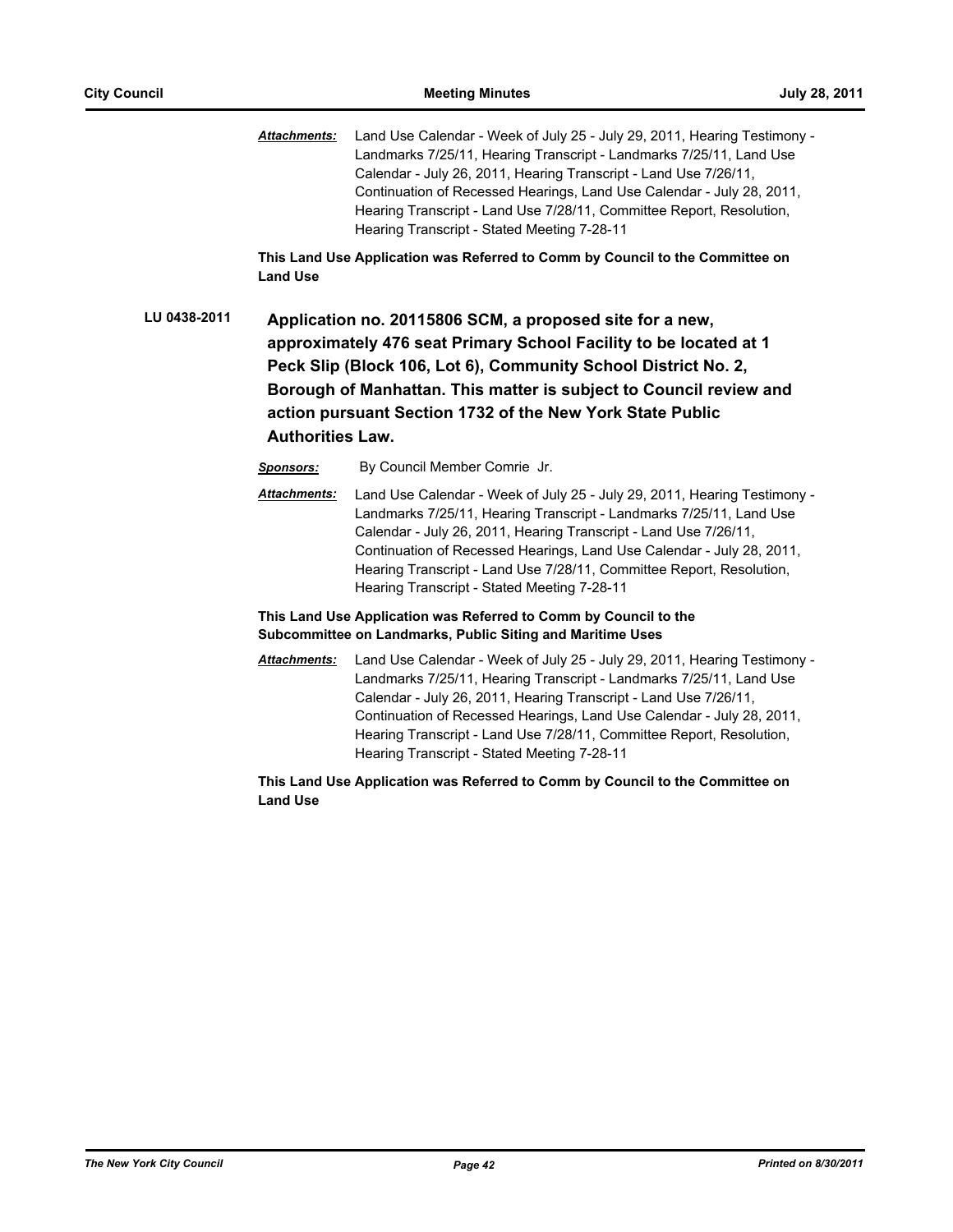***Attachments:*** Land Use Calendar - Week of July 25 - July 29, 2011, Hearing Testimony - Landmarks 7/25/11, Hearing Transcript - Landmarks 7/25/11, Land Use Calendar - July 26, 2011, Hearing Transcript - Land Use 7/26/11, Continuation of Recessed Hearings, Land Use Calendar - July 28, 2011, Hearing Transcript - Land Use 7/28/11, Committee Report, Resolution, Hearing Transcript - Stated Meeting 7-28-11

**This Land Use Application was Referred to Comm by Council to the Committee on Land Use**

**LU 0438-2011** **Application no. 20115806 SCM, a proposed site for a new, approximately 476 seat Primary School Facility to be located at 1 Peck Slip (Block 106, Lot 6), Community School District No. 2, Borough of Manhattan. This matter is subject to Council review and action pursuant Section 1732 of the New York State Public Authorities Law.**

***Sponsors:*** By Council Member Comrie Jr.

***Attachments:*** Land Use Calendar - Week of July 25 - July 29, 2011, Hearing Testimony - Landmarks 7/25/11, Hearing Transcript - Landmarks 7/25/11, Land Use Calendar - July 26, 2011, Hearing Transcript - Land Use 7/26/11, Continuation of Recessed Hearings, Land Use Calendar - July 28, 2011, Hearing Transcript - Land Use 7/28/11, Committee Report, Resolution, Hearing Transcript - Stated Meeting 7-28-11

**This Land Use Application was Referred to Comm by Council to the Subcommittee on Landmarks, Public Siting and Maritime Uses**

***Attachments:*** Land Use Calendar - Week of July 25 - July 29, 2011, Hearing Testimony - Landmarks 7/25/11, Hearing Transcript - Landmarks 7/25/11, Land Use Calendar - July 26, 2011, Hearing Transcript - Land Use 7/26/11, Continuation of Recessed Hearings, Land Use Calendar - July 28, 2011, Hearing Transcript - Land Use 7/28/11, Committee Report, Resolution, Hearing Transcript - Stated Meeting 7-28-11

**This Land Use Application was Referred to Comm by Council to the Committee on Land Use**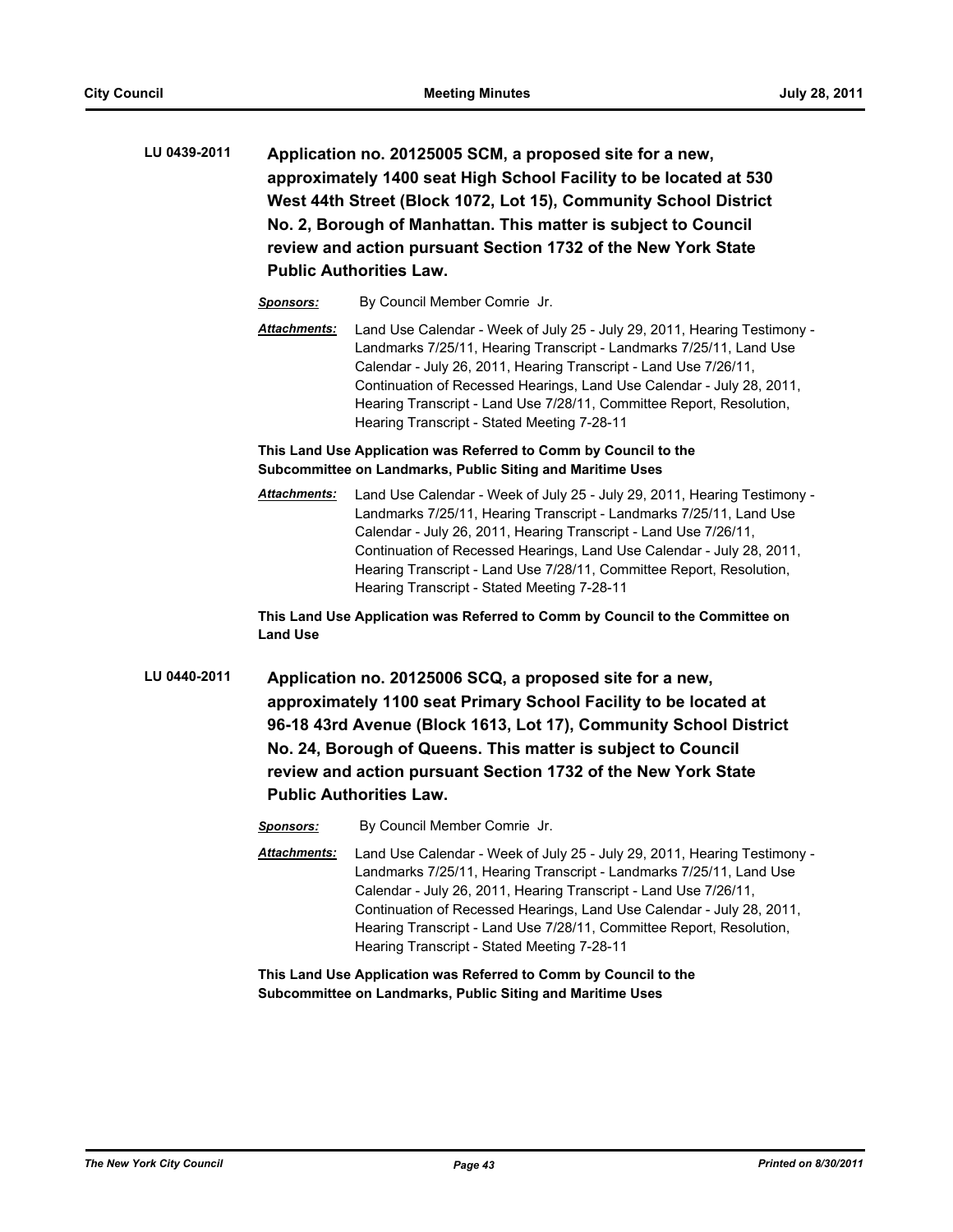**LU 0439-2011** **Application no. 20125005 SCM, a proposed site for a new, approximately 1400 seat High School Facility to be located at 530 West 44th Street (Block 1072, Lot 15), Community School District No. 2, Borough of Manhattan. This matter is subject to Council review and action pursuant Section 1732 of the New York State Public Authorities Law.**

***Sponsors:*** By Council Member Comrie Jr.

***Attachments:*** Land Use Calendar - Week of July 25 - July 29, 2011, Hearing Testimony - Landmarks 7/25/11, Hearing Transcript - Landmarks 7/25/11, Land Use Calendar - July 26, 2011, Hearing Transcript - Land Use 7/26/11, Continuation of Recessed Hearings, Land Use Calendar - July 28, 2011, Hearing Transcript - Land Use 7/28/11, Committee Report, Resolution, Hearing Transcript - Stated Meeting 7-28-11

**This Land Use Application was Referred to Comm by Council to the Subcommittee on Landmarks, Public Siting and Maritime Uses**

***Attachments:*** Land Use Calendar - Week of July 25 - July 29, 2011, Hearing Testimony - Landmarks 7/25/11, Hearing Transcript - Landmarks 7/25/11, Land Use Calendar - July 26, 2011, Hearing Transcript - Land Use 7/26/11, Continuation of Recessed Hearings, Land Use Calendar - July 28, 2011, Hearing Transcript - Land Use 7/28/11, Committee Report, Resolution, Hearing Transcript - Stated Meeting 7-28-11

**This Land Use Application was Referred to Comm by Council to the Committee on Land Use**

**LU 0440-2011** **Application no. 20125006 SCQ, a proposed site for a new, approximately 1100 seat Primary School Facility to be located at 96-18 43rd Avenue (Block 1613, Lot 17), Community School District No. 24, Borough of Queens. This matter is subject to Council review and action pursuant Section 1732 of the New York State Public Authorities Law.**

***Sponsors:*** By Council Member Comrie Jr.

***Attachments:*** Land Use Calendar - Week of July 25 - July 29, 2011, Hearing Testimony - Landmarks 7/25/11, Hearing Transcript - Landmarks 7/25/11, Land Use Calendar - July 26, 2011, Hearing Transcript - Land Use 7/26/11, Continuation of Recessed Hearings, Land Use Calendar - July 28, 2011, Hearing Transcript - Land Use 7/28/11, Committee Report, Resolution, Hearing Transcript - Stated Meeting 7-28-11

**This Land Use Application was Referred to Comm by Council to the Subcommittee on Landmarks, Public Siting and Maritime Uses**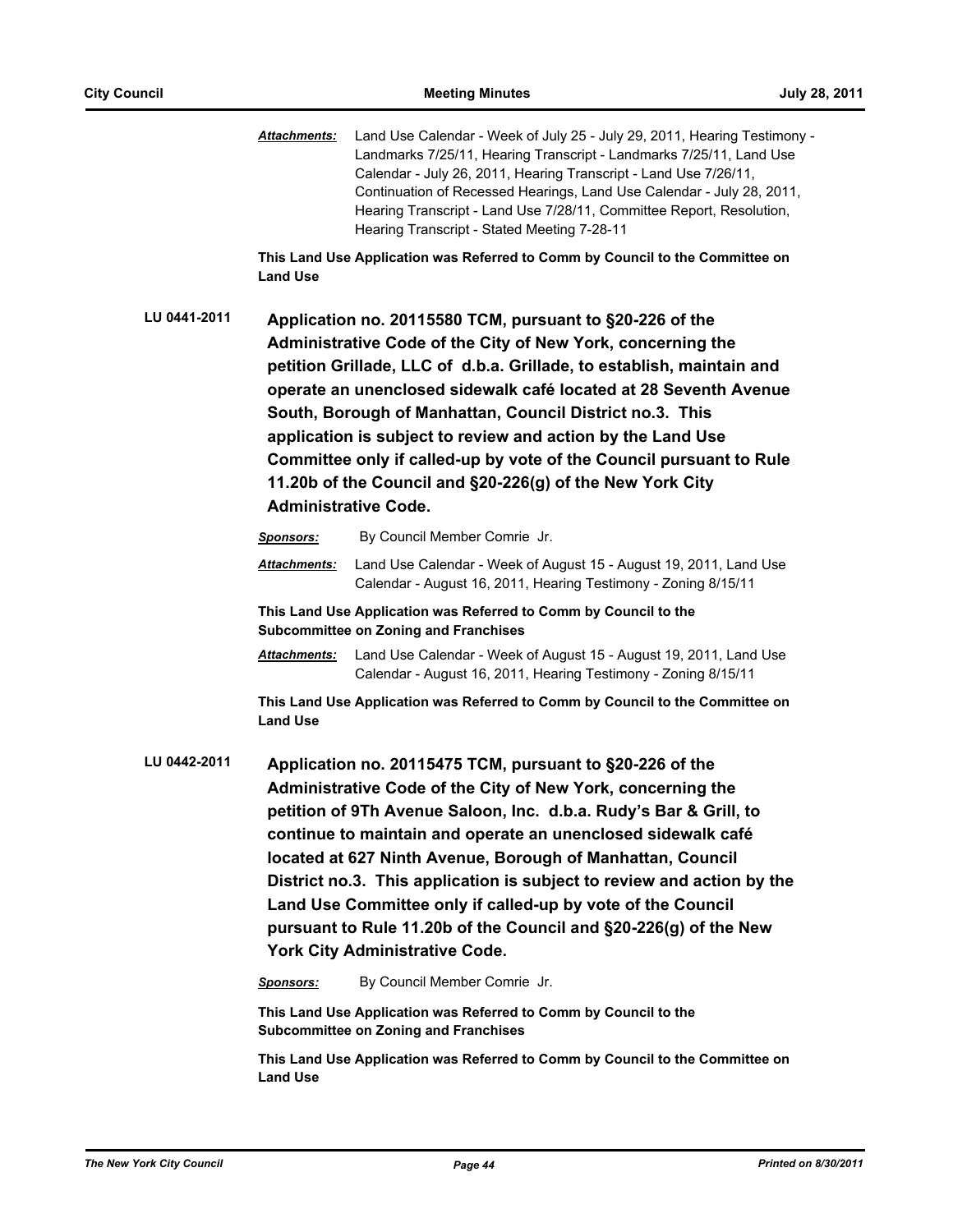***Attachments:*** Land Use Calendar - Week of July 25 - July 29, 2011, Hearing Testimony - Landmarks 7/25/11, Hearing Transcript - Landmarks 7/25/11, Land Use Calendar - July 26, 2011, Hearing Transcript - Land Use 7/26/11, Continuation of Recessed Hearings, Land Use Calendar - July 28, 2011, Hearing Transcript - Land Use 7/28/11, Committee Report, Resolution, Hearing Transcript - Stated Meeting 7-28-11

**This Land Use Application was Referred to Comm by Council to the Committee on Land Use**

**LU 0441-2011** **Application no. 20115580 TCM, pursuant to §20-226 of the Administrative Code of the City of New York, concerning the petition Grillade, LLC of d.b.a. Grillade, to establish, maintain and operate an unenclosed sidewalk café located at 28 Seventh Avenue South, Borough of Manhattan, Council District no.3. This application is subject to review and action by the Land Use Committee only if called-up by vote of the Council pursuant to Rule 11.20b of the Council and §20-226(g) of the New York City Administrative Code.**

***Sponsors:*** By Council Member Comrie Jr.

***Attachments:*** Land Use Calendar - Week of August 15 - August 19, 2011, Land Use Calendar - August 16, 2011, Hearing Testimony - Zoning 8/15/11

**This Land Use Application was Referred to Comm by Council to the Subcommittee on Zoning and Franchises**

***Attachments:*** Land Use Calendar - Week of August 15 - August 19, 2011, Land Use Calendar - August 16, 2011, Hearing Testimony - Zoning 8/15/11

**This Land Use Application was Referred to Comm by Council to the Committee on Land Use**

**LU 0442-2011** **Application no. 20115475 TCM, pursuant to §20-226 of the Administrative Code of the City of New York, concerning the petition of 9Th Avenue Saloon, Inc. d.b.a. Rudy's Bar & Grill, to continue to maintain and operate an unenclosed sidewalk café located at 627 Ninth Avenue, Borough of Manhattan, Council District no.3. This application is subject to review and action by the Land Use Committee only if called-up by vote of the Council pursuant to Rule 11.20b of the Council and §20-226(g) of the New York City Administrative Code.**

***Sponsors:*** By Council Member Comrie Jr.

**This Land Use Application was Referred to Comm by Council to the Subcommittee on Zoning and Franchises**

**This Land Use Application was Referred to Comm by Council to the Committee on Land Use**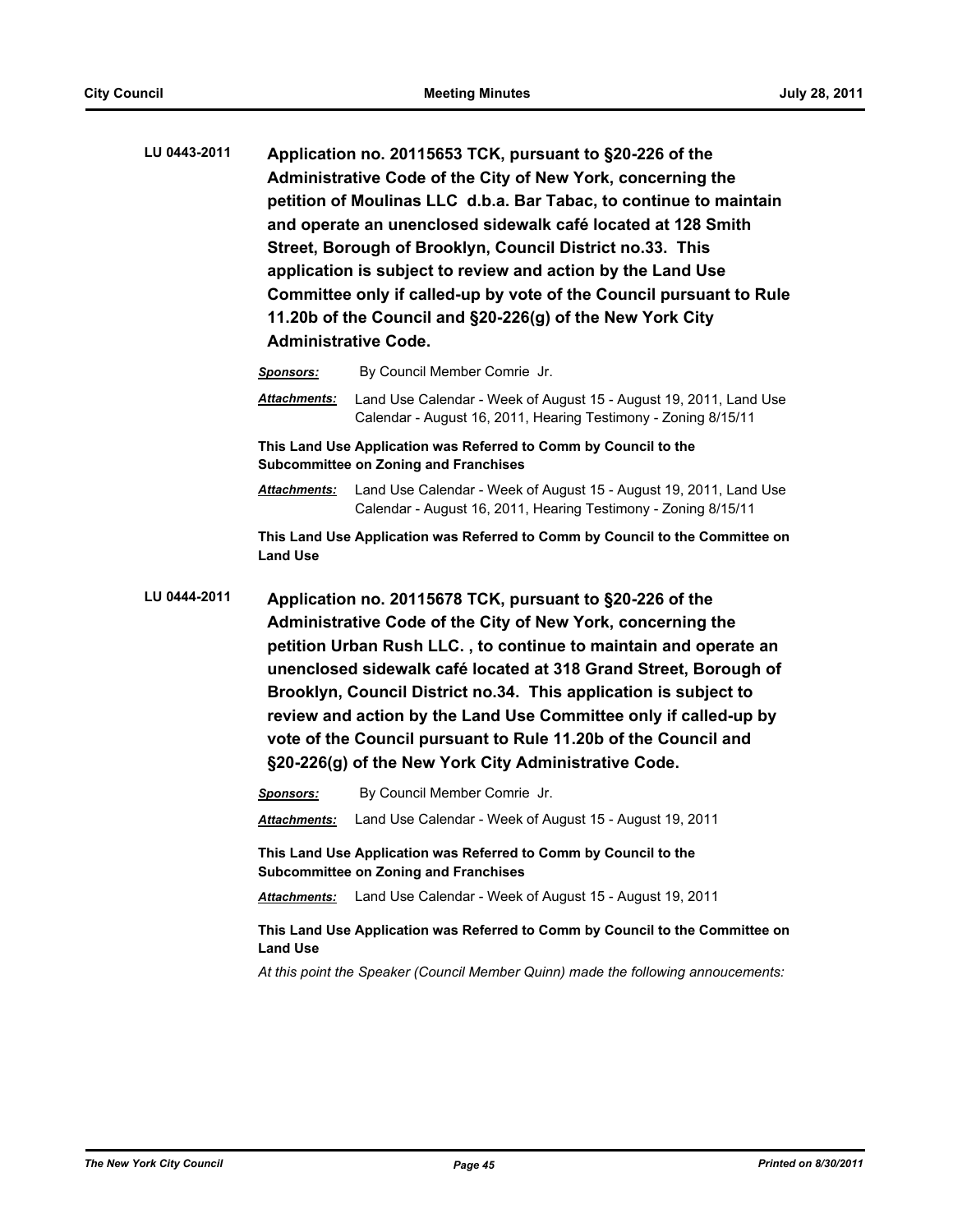**LU 0443-2011** **Application no. 20115653 TCK, pursuant to §20-226 of the Administrative Code of the City of New York, concerning the petition of Moulinas LLC d.b.a. Bar Tabac, to continue to maintain and operate an unenclosed sidewalk café located at 128 Smith Street, Borough of Brooklyn, Council District no.33. This application is subject to review and action by the Land Use Committee only if called-up by vote of the Council pursuant to Rule 11.20b of the Council and §20-226(g) of the New York City Administrative Code.**

***Sponsors:*** By Council Member Comrie Jr.

***Attachments:*** Land Use Calendar - Week of August 15 - August 19, 2011, Land Use Calendar - August 16, 2011, Hearing Testimony - Zoning 8/15/11

**This Land Use Application was Referred to Comm by Council to the Subcommittee on Zoning and Franchises**

***Attachments:*** Land Use Calendar - Week of August 15 - August 19, 2011, Land Use Calendar - August 16, 2011, Hearing Testimony - Zoning 8/15/11

**This Land Use Application was Referred to Comm by Council to the Committee on Land Use**

**LU 0444-2011** **Application no. 20115678 TCK, pursuant to §20-226 of the Administrative Code of the City of New York, concerning the petition Urban Rush LLC. , to continue to maintain and operate an unenclosed sidewalk café located at 318 Grand Street, Borough of Brooklyn, Council District no.34. This application is subject to review and action by the Land Use Committee only if called-up by vote of the Council pursuant to Rule 11.20b of the Council and §20-226(g) of the New York City Administrative Code.**

***Sponsors:*** By Council Member Comrie Jr.

***Attachments:*** Land Use Calendar - Week of August 15 - August 19, 2011

**This Land Use Application was Referred to Comm by Council to the Subcommittee on Zoning and Franchises**

***Attachments:*** Land Use Calendar - Week of August 15 - August 19, 2011

**This Land Use Application was Referred to Comm by Council to the Committee on Land Use**

*At this point the Speaker (Council Member Quinn) made the following annoucements:*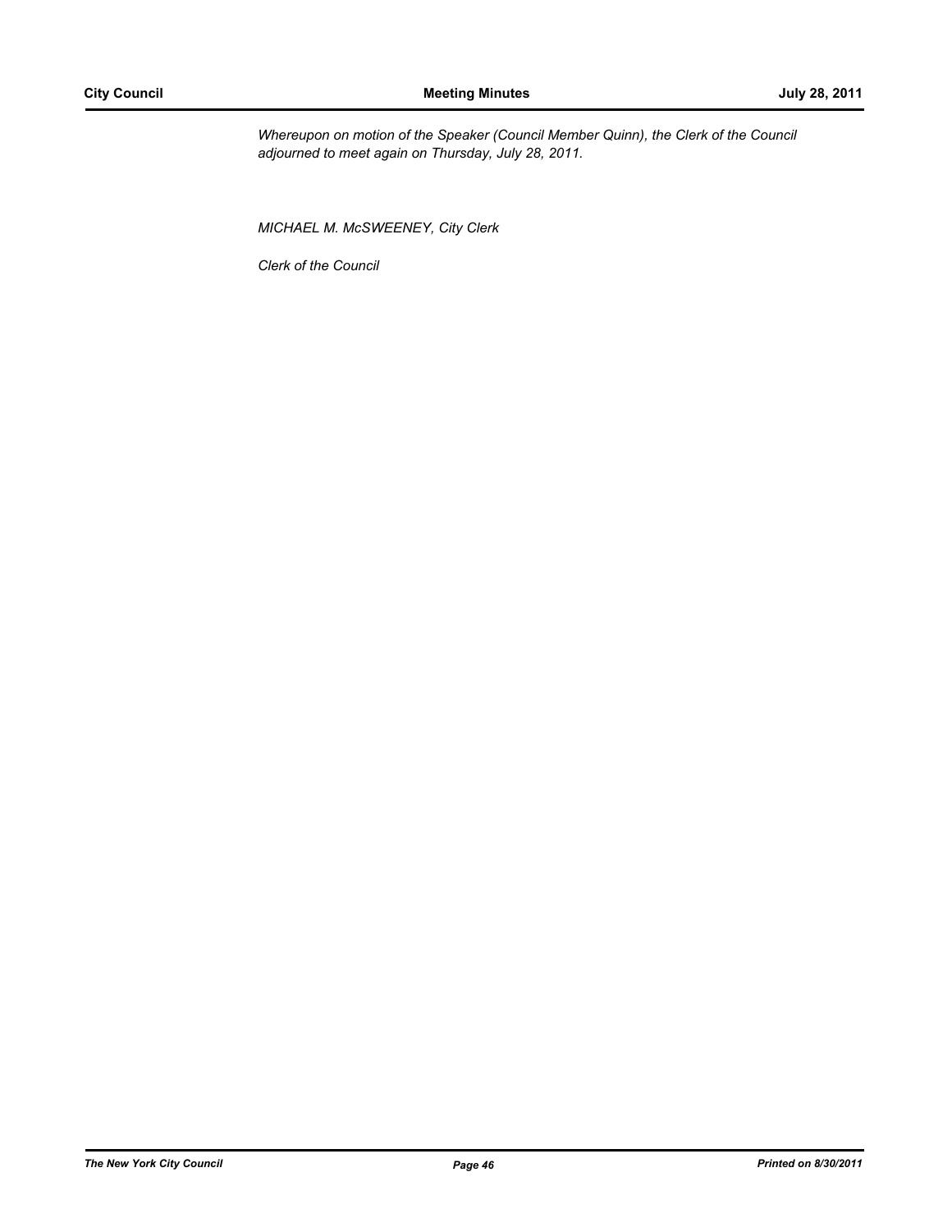*Whereupon on motion of the Speaker (Council Member Quinn), the Clerk of the Council adjourned to meet again on Thursday, July 28, 2011.*

*MICHAEL M. McSWEENEY, City Clerk*

*Clerk of the Council*